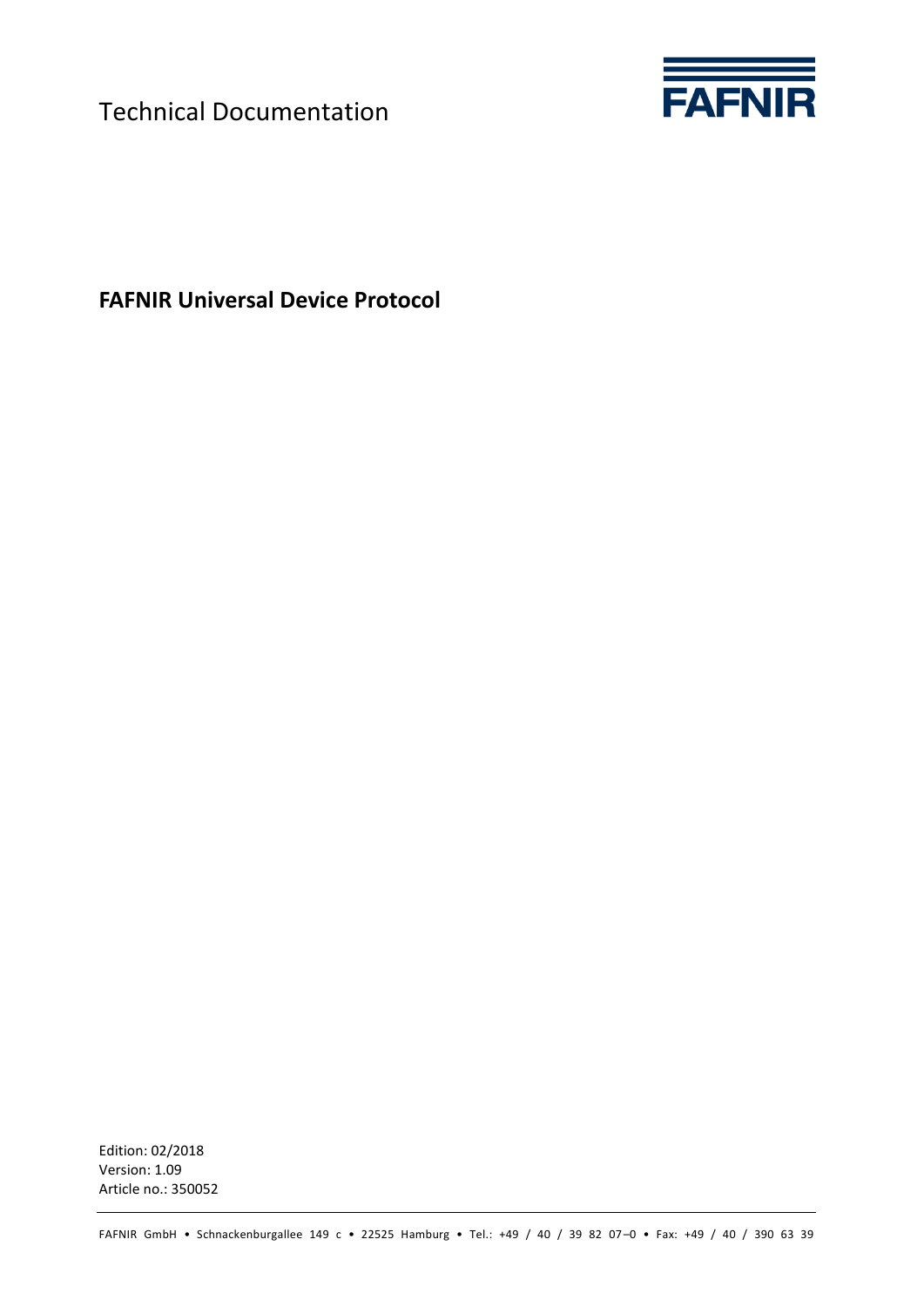Technical Documentation

FAFNIR

# FAFNIR Universal Device Protocol

Edition: 02/2018
Version: 1.09
Article no.: 350052

FAFNIR GmbH • Schnackenburgallee 149 c • 22525 Hamburg • Tel.: +49 / 40 / 39 82 07–0 • Fax: +49 / 40 / 390 63 39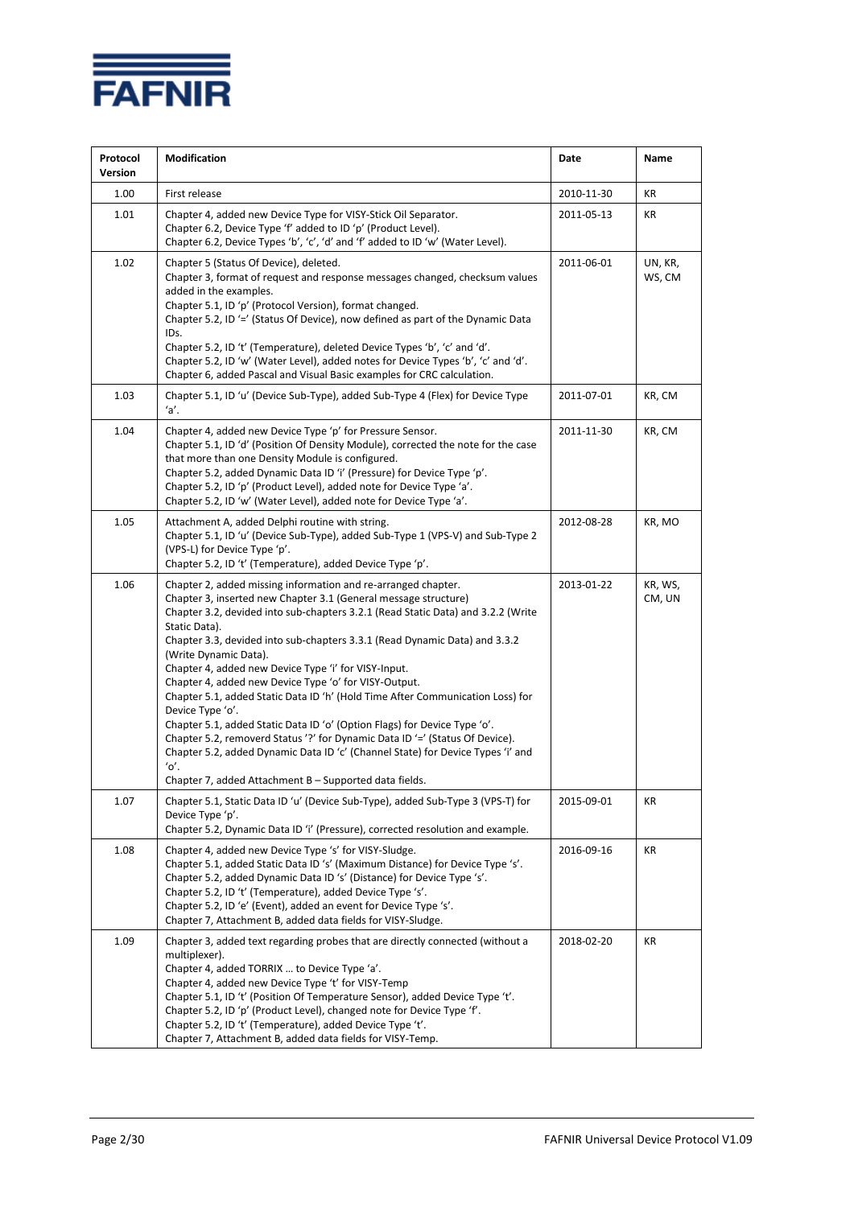| Protocol Version | Modification | Date | Name |
|---|---|---|---|
| 1.00 | First release | 2010-11-30 | KR |
| 1.01 | Chapter 4, added new Device Type for VISY-Stick Oil Separator.<br>Chapter 6.2, Device Type 'f' added to ID 'p' (Product Level).<br>Chapter 6.2, Device Types 'b', 'c', 'd' and 'f' added to ID 'w' (Water Level). | 2011-05-13 | KR |
| 1.02 | Chapter 5 (Status Of Device), deleted.<br>Chapter 3, format of request and response messages changed, checksum values added in the examples.<br>Chapter 5.1, ID 'p' (Protocol Version), format changed.<br>Chapter 5.2, ID '=' (Status Of Device), now defined as part of the Dynamic Data IDs.<br>Chapter 5.2, ID 't' (Temperature), deleted Device Types 'b', 'c' and 'd'.<br>Chapter 5.2, ID 'w' (Water Level), added notes for Device Types 'b', 'c' and 'd'.<br>Chapter 6, added Pascal and Visual Basic examples for CRC calculation. | 2011-06-01 | UN, KR, WS, CM |
| 1.03 | Chapter 5.1, ID 'u' (Device Sub-Type), added Sub-Type 4 (Flex) for Device Type 'a'. | 2011-07-01 | KR, CM |
| 1.04 | Chapter 4, added new Device Type 'p' for Pressure Sensor.<br>Chapter 5.1, ID 'd' (Position Of Density Module), corrected the note for the case that more than one Density Module is configured.<br>Chapter 5.2, added Dynamic Data ID 'i' (Pressure) for Device Type 'p'.<br>Chapter 5.2, ID 'p' (Product Level), added note for Device Type 'a'.<br>Chapter 5.2, ID 'w' (Water Level), added note for Device Type 'a'. | 2011-11-30 | KR, CM |
| 1.05 | Attachment A, added Delphi routine with string.<br>Chapter 5.1, ID 'u' (Device Sub-Type), added Sub-Type 1 (VPS-V) and Sub-Type 2 (VPS-L) for Device Type 'p'.<br>Chapter 5.2, ID 't' (Temperature), added Device Type 'p'. | 2012-08-28 | KR, MO |
| 1.06 | Chapter 2, added missing information and re-arranged chapter.<br>Chapter 3, inserted new Chapter 3.1 (General message structure)<br>Chapter 3.2, devided into sub-chapters 3.2.1 (Read Static Data) and 3.2.2 (Write Static Data).<br>Chapter 3.3, devided into sub-chapters 3.3.1 (Read Dynamic Data) and 3.3.2 (Write Dynamic Data).<br>Chapter 4, added new Device Type 'i' for VISY-Input.<br>Chapter 4, added new Device Type 'o' for VISY-Output.<br>Chapter 5.1, added Static Data ID 'h' (Hold Time After Communication Loss) for Device Type 'o'.<br>Chapter 5.1, added Static Data ID 'o' (Option Flags) for Device Type 'o'.<br>Chapter 5.2, removerd Status '?' for Dynamic Data ID '=' (Status Of Device).<br>Chapter 5.2, added Dynamic Data ID 'c' (Channel State) for Device Types 'i' and 'o'.<br>Chapter 7, added Attachment B – Supported data fields. | 2013-01-22 | KR, WS, CM, UN |
| 1.07 | Chapter 5.1, Static Data ID 'u' (Device Sub-Type), added Sub-Type 3 (VPS-T) for Device Type 'p'.<br>Chapter 5.2, Dynamic Data ID 'i' (Pressure), corrected resolution and example. | 2015-09-01 | KR |
| 1.08 | Chapter 4, added new Device Type 's' for VISY-Sludge.<br>Chapter 5.1, added Static Data ID 's' (Maximum Distance) for Device Type 's'.<br>Chapter 5.2, added Dynamic Data ID 's' (Distance) for Device Type 's'.<br>Chapter 5.2, ID 't' (Temperature), added Device Type 's'.<br>Chapter 5.2, ID 'e' (Event), added an event for Device Type 's'.<br>Chapter 7, Attachment B, added data fields for VISY-Sludge. | 2016-09-16 | KR |
| 1.09 | Chapter 3, added text regarding probes that are directly connected (without a multiplexer).<br>Chapter 4, added TORRIX … to Device Type 'a'.<br>Chapter 4, added new Device Type 't' for VISY-Temp<br>Chapter 5.1, ID 't' (Position Of Temperature Sensor), added Device Type 't'.<br>Chapter 5.2, ID 'p' (Product Level), changed note for Device Type 'f'.<br>Chapter 5.2, ID 't' (Temperature), added Device Type 't'.<br>Chapter 7, Attachment B, added data fields for VISY-Temp. | 2018-02-20 | KR |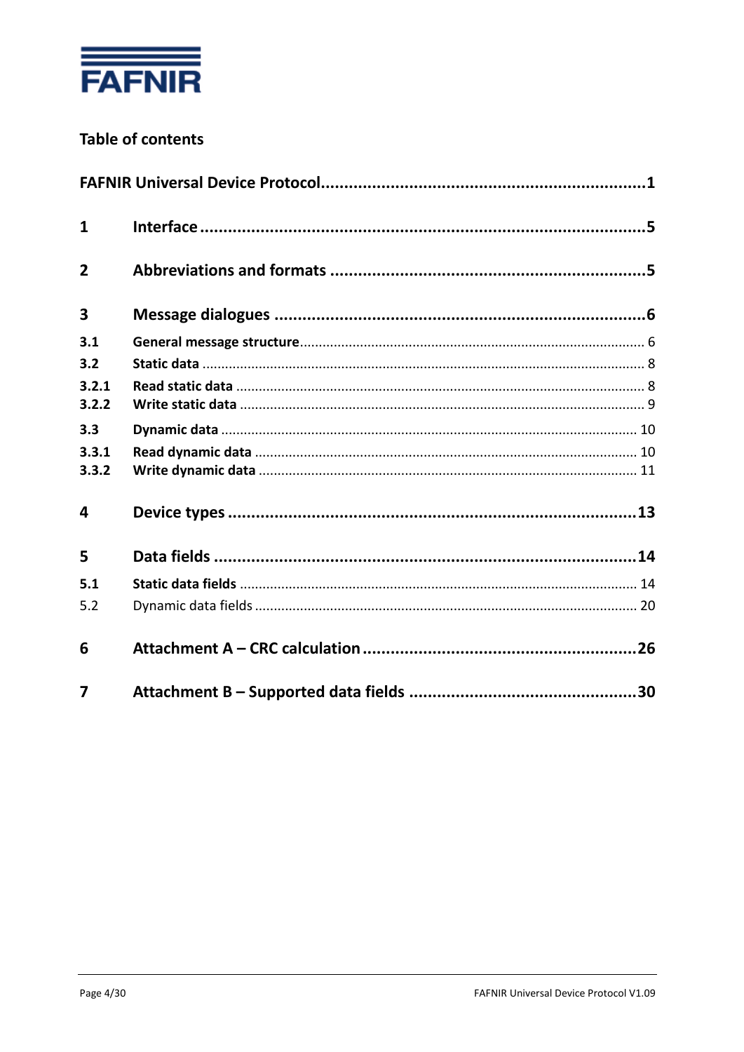## Table of contents

**FAFNIR Universal Device Protocol** .......... **1**

| | | |
|---|---|---|
| **1** | **Interface** | **5** |
| **2** | **Abbreviations and formats** | **5** |
| **3** | **Message dialogues** | **6** |
| **3.1** | **General message structure** | 6 |
| **3.2** | **Static data** | 8 |
| **3.2.1** | **Read static data** | 8 |
| **3.2.2** | **Write static data** | 9 |
| **3.3** | **Dynamic data** | 10 |
| **3.3.1** | **Read dynamic data** | 10 |
| **3.3.2** | **Write dynamic data** | 11 |
| **4** | **Device types** | **13** |
| **5** | **Data fields** | **14** |
| **5.1** | **Static data fields** | 14 |
| 5.2 | Dynamic data fields | 20 |
| **6** | **Attachment A – CRC calculation** | **26** |
| **7** | **Attachment B – Supported data fields** | **30** |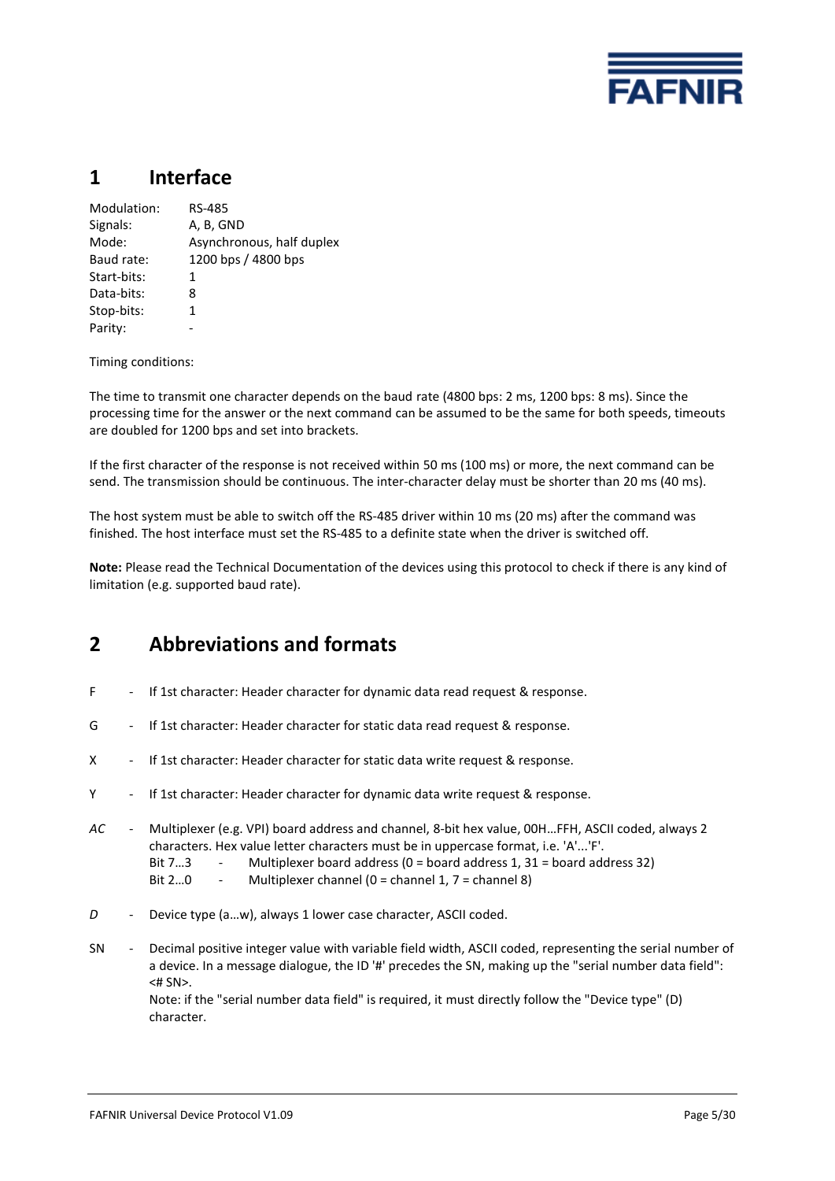# 1 Interface

| | |
|---|---|
| Modulation: | RS-485 |
| Signals: | A, B, GND |
| Mode: | Asynchronous, half duplex |
| Baud rate: | 1200 bps / 4800 bps |
| Start-bits: | 1 |
| Data-bits: | 8 |
| Stop-bits: | 1 |
| Parity: | - |

Timing conditions:

The time to transmit one character depends on the baud rate (4800 bps: 2 ms, 1200 bps: 8 ms). Since the processing time for the answer or the next command can be assumed to be the same for both speeds, timeouts are doubled for 1200 bps and set into brackets.

If the first character of the response is not received within 50 ms (100 ms) or more, the next command can be send. The transmission should be continuous. The inter-character delay must be shorter than 20 ms (40 ms).

The host system must be able to switch off the RS-485 driver within 10 ms (20 ms) after the command was finished. The host interface must set the RS-485 to a definite state when the driver is switched off.

**Note:** Please read the Technical Documentation of the devices using this protocol to check if there is any kind of limitation (e.g. supported baud rate).

# 2 Abbreviations and formats

F - If 1st character: Header character for dynamic data read request & response.

G - If 1st character: Header character for static data read request & response.

X - If 1st character: Header character for static data write request & response.

Y - If 1st character: Header character for dynamic data write request & response.

*AC* - Multiplexer (e.g. VPI) board address and channel, 8-bit hex value, 00H…FFH, ASCII coded, always 2 characters. Hex value letter characters must be in uppercase format, i.e. 'A'...'F'.
Bit 7…3 - Multiplexer board address (0 = board address 1, 31 = board address 32)
Bit 2…0 - Multiplexer channel (0 = channel 1, 7 = channel 8)

*D* - Device type (a…w), always 1 lower case character, ASCII coded.

SN - Decimal positive integer value with variable field width, ASCII coded, representing the serial number of a device. In a message dialogue, the ID '#' precedes the SN, making up the "serial number data field": <# SN>.
Note: if the "serial number data field" is required, it must directly follow the "Device type" (D) character.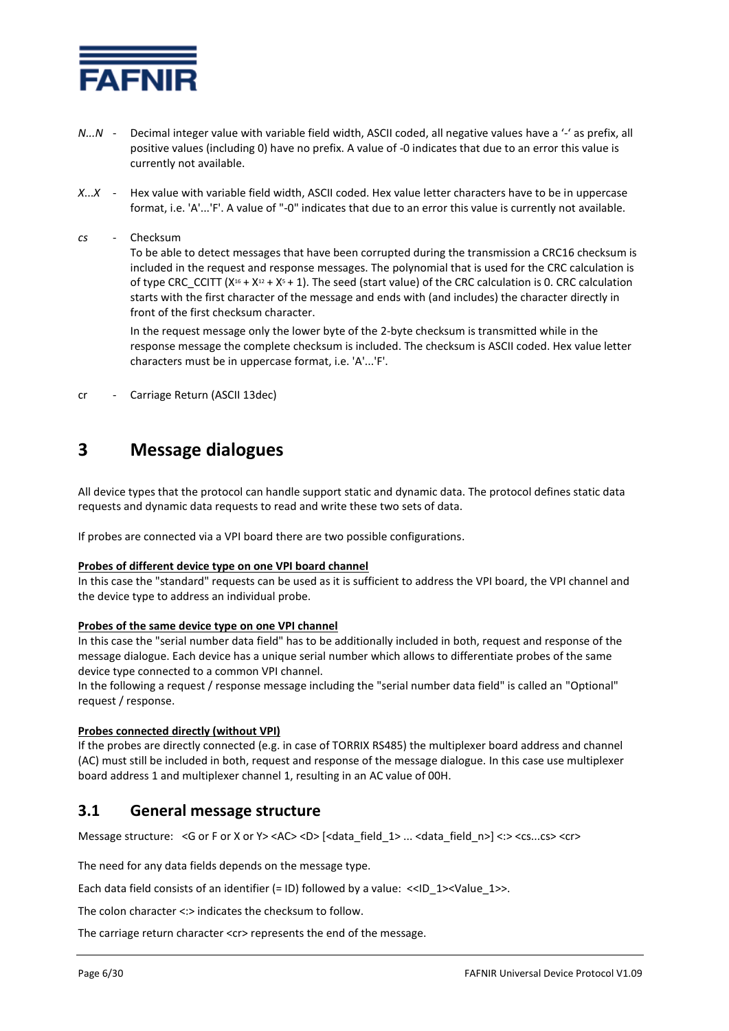*N...N* - Decimal integer value with variable field width, ASCII coded, all negative values have a '-' as prefix, all positive values (including 0) have no prefix. A value of -0 indicates that due to an error this value is currently not available.

*X...X* - Hex value with variable field width, ASCII coded. Hex value letter characters have to be in uppercase format, i.e. 'A'...'F'. A value of "-0" indicates that due to an error this value is currently not available.

*cs* - Checksum

To be able to detect messages that have been corrupted during the transmission a CRC16 checksum is included in the request and response messages. The polynomial that is used for the CRC calculation is of type CRC_CCITT ($X^{16} + X^{12} + X^{5} + 1$). The seed (start value) of the CRC calculation is 0. CRC calculation starts with the first character of the message and ends with (and includes) the character directly in front of the first checksum character.

In the request message only the lower byte of the 2-byte checksum is transmitted while in the response message the complete checksum is included. The checksum is ASCII coded. Hex value letter characters must be in uppercase format, i.e. 'A'...'F'.

cr - Carriage Return (ASCII 13dec)

# 3 Message dialogues

All device types that the protocol can handle support static and dynamic data. The protocol defines static data requests and dynamic data requests to read and write these two sets of data.

If probes are connected via a VPI board there are two possible configurations.

**Probes of different device type on one VPI board channel**

In this case the "standard" requests can be used as it is sufficient to address the VPI board, the VPI channel and the device type to address an individual probe.

**Probes of the same device type on one VPI channel**

In this case the "serial number data field" has to be additionally included in both, request and response of the message dialogue. Each device has a unique serial number which allows to differentiate probes of the same device type connected to a common VPI channel.

In the following a request / response message including the "serial number data field" is called an "Optional" request / response.

**Probes connected directly (without VPI)**

If the probes are directly connected (e.g. in case of TORRIX RS485) the multiplexer board address and channel (AC) must still be included in both, request and response of the message dialogue. In this case use multiplexer board address 1 and multiplexer channel 1, resulting in an AC value of 00H.

## 3.1 General message structure

Message structure: <G or F or X or Y> <AC> <D> [<data_field_1> ... <data_field_n>] <:> <cs...cs> <cr>

The need for any data fields depends on the message type.

Each data field consists of an identifier (= ID) followed by a value: <<ID_1><Value_1>>.

The colon character <:> indicates the checksum to follow.

The carriage return character <cr> represents the end of the message.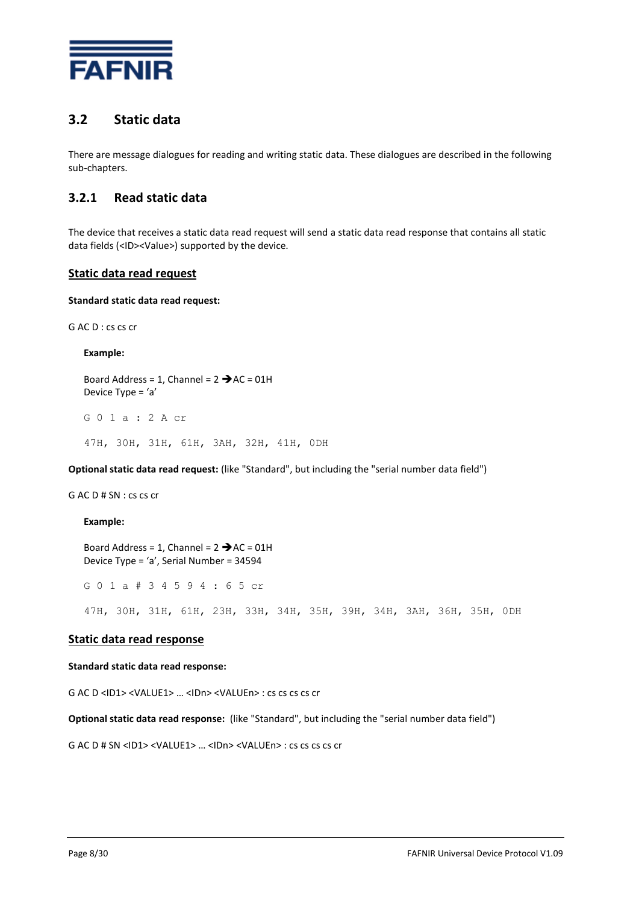## 3.2 Static data

There are message dialogues for reading and writing static data. These dialogues are described in the following sub-chapters.

### 3.2.1 Read static data

The device that receives a static data read request will send a static data read response that contains all static data fields (<ID><Value>) supported by the device.

**Static data read request**

**Standard static data read request:**

G AC D : cs cs cr

> **Example:**
>
> Board Address = 1, Channel = 2 ➔AC = 01H
> Device Type = ‘a’
>
> ```
> G 0 1 a : 2 A cr
>
> 47H, 30H, 31H, 61H, 3AH, 32H, 41H, 0DH
> ```

**Optional static data read request:** (like "Standard", but including the "serial number data field")

G AC D # SN : cs cs cr

> **Example:**
>
> Board Address = 1, Channel = 2 ➔AC = 01H
> Device Type = ‘a’, Serial Number = 34594
>
> ```
> G 0 1 a # 3 4 5 9 4 : 6 5 cr
>
> 47H, 30H, 31H, 61H, 23H, 33H, 34H, 35H, 39H, 34H, 3AH, 36H, 35H, 0DH
> ```

**Static data read response**

**Standard static data read response:**

G AC D <ID1> <VALUE1> … <IDn> <VALUEn> : cs cs cs cs cr

**Optional static data read response:** (like "Standard", but including the "serial number data field")

G AC D # SN <ID1> <VALUE1> … <IDn> <VALUEn> : cs cs cs cs cr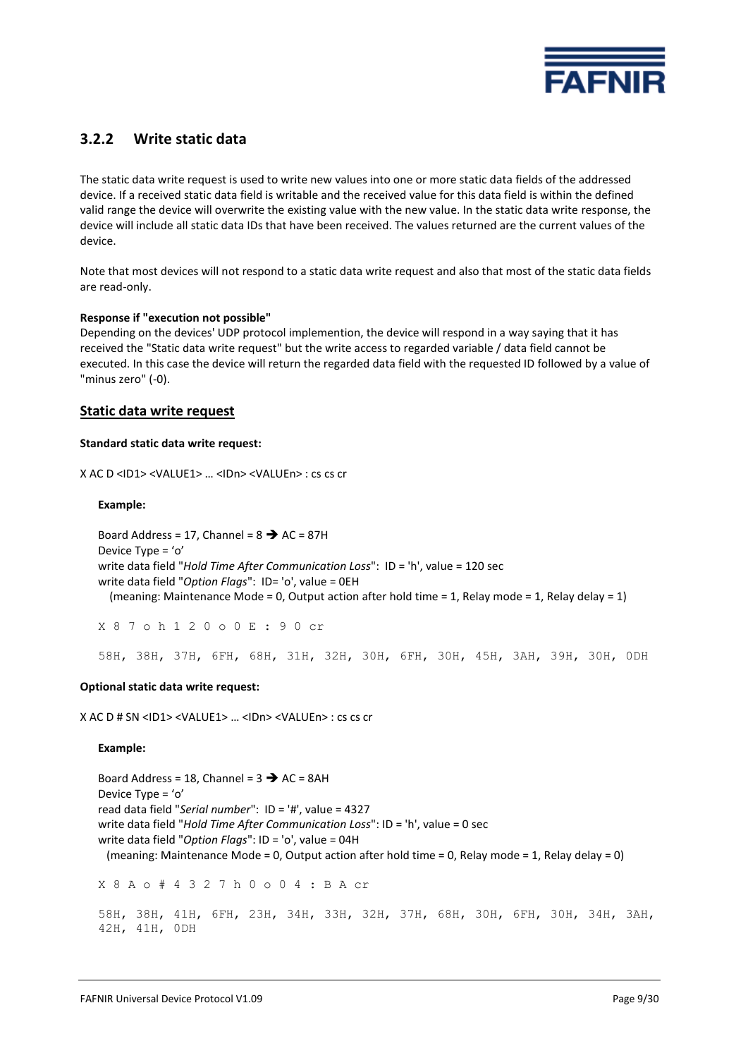### 3.2.2 Write static data

The static data write request is used to write new values into one or more static data fields of the addressed device. If a received static data field is writable and the received value for this data field is within the defined valid range the device will overwrite the existing value with the new value. In the static data write response, the device will include all static data IDs that have been received. The values returned are the current values of the device.

Note that most devices will not respond to a static data write request and also that most of the static data fields are read-only.

**Response if "execution not possible"**

Depending on the devices' UDP protocol implemention, the device will respond in a way saying that it has received the "Static data write request" but the write access to regarded variable / data field cannot be executed. In this case the device will return the regarded data field with the requested ID followed by a value of "minus zero" (-0).

## Static data write request

**Standard static data write request:**

X AC D <ID1> <VALUE1> … <IDn> <VALUEn> : cs cs cr

**Example:**

Board Address = 17, Channel = 8 ➔ AC = 87H
Device Type = 'o'
write data field "*Hold Time After Communication Loss*": ID = 'h', value = 120 sec
write data field "*Option Flags*": ID= 'o', value = 0EH
(meaning: Maintenance Mode = 0, Output action after hold time = 1, Relay mode = 1, Relay delay = 1)

```
X 8 7 o h 1 2 0 o 0 E : 9 0 cr

58H, 38H, 37H, 6FH, 68H, 31H, 32H, 30H, 6FH, 30H, 45H, 3AH, 39H, 30H, 0DH
```

**Optional static data write request:**

X AC D # SN <ID1> <VALUE1> … <IDn> <VALUEn> : cs cs cr

**Example:**

Board Address = 18, Channel = 3 ➔ AC = 8AH
Device Type = 'o'
read data field "*Serial number*": ID = '#', value = 4327
write data field "*Hold Time After Communication Loss*": ID = 'h', value = 0 sec
write data field "*Option Flags*": ID = 'o', value = 04H
(meaning: Maintenance Mode = 0, Output action after hold time = 0, Relay mode = 1, Relay delay = 0)

```
X 8 A o # 4 3 2 7 h 0 o 0 4 : B A cr

58H, 38H, 41H, 6FH, 23H, 34H, 33H, 32H, 37H, 68H, 30H, 6FH, 30H, 34H, 3AH,
42H, 41H, 0DH
```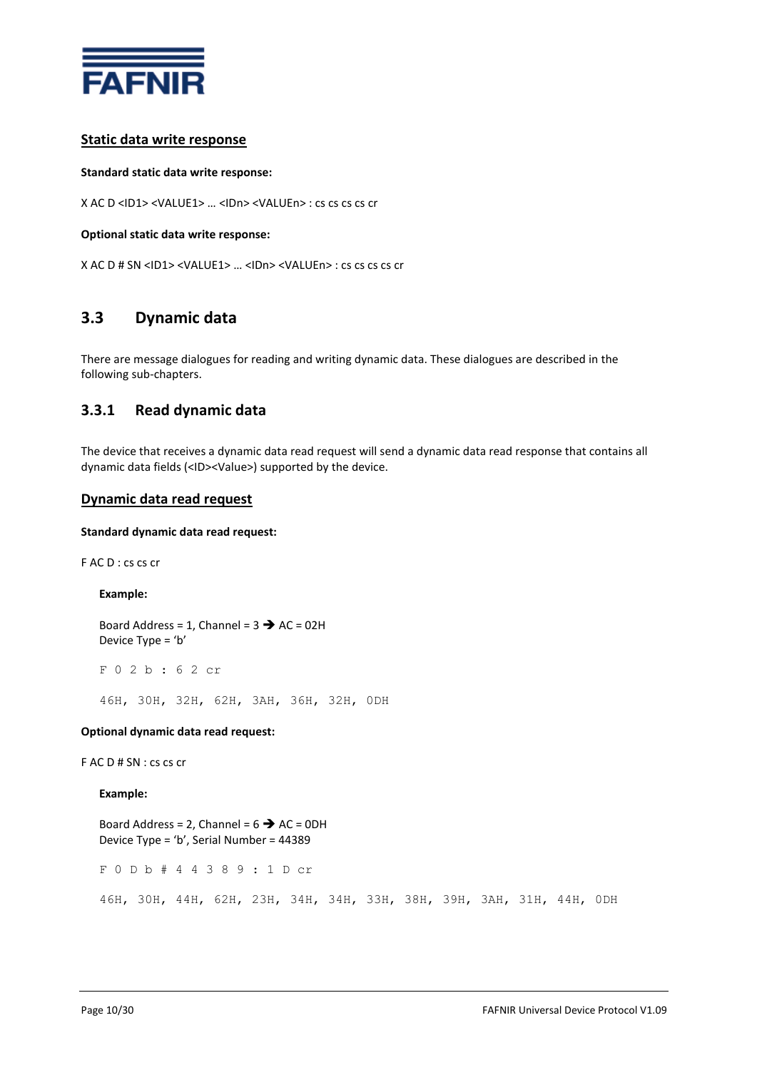### Static data write response

**Standard static data write response:**

X AC D <ID1> <VALUE1> … <IDn> <VALUEn> : cs cs cs cs cr

**Optional static data write response:**

X AC D # SN <ID1> <VALUE1> … <IDn> <VALUEn> : cs cs cs cs cr

## 3.3 Dynamic data

There are message dialogues for reading and writing dynamic data. These dialogues are described in the following sub-chapters.

### 3.3.1 Read dynamic data

The device that receives a dynamic data read request will send a dynamic data read response that contains all dynamic data fields (<ID><Value>) supported by the device.

### Dynamic data read request

**Standard dynamic data read request:**

F AC D : cs cs cr

**Example:**

Board Address = 1, Channel = 3 ➔ AC = 02H
Device Type = 'b'

```
F 0 2 b : 6 2 cr

46H, 30H, 32H, 62H, 3AH, 36H, 32H, 0DH
```

**Optional dynamic data read request:**

F AC D # SN : cs cs cr

**Example:**

Board Address = 2, Channel = 6 ➔ AC = 0DH
Device Type = 'b', Serial Number = 44389

```
F 0 D b # 4 4 3 8 9 : 1 D cr

46H, 30H, 44H, 62H, 23H, 34H, 34H, 33H, 38H, 39H, 3AH, 31H, 44H, 0DH
```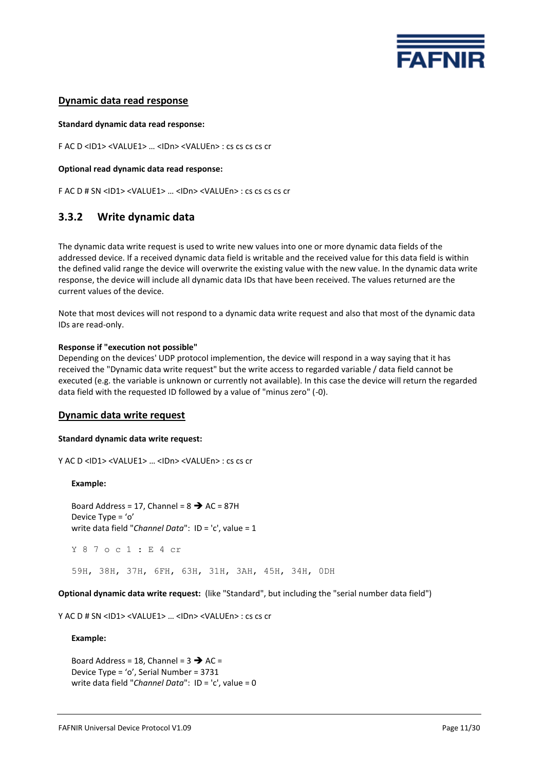## Dynamic data read response

**Standard dynamic data read response:**

F AC D <ID1> <VALUE1> … <IDn> <VALUEn> : cs cs cs cs cr

**Optional read dynamic data read response:**

F AC D # SN <ID1> <VALUE1> … <IDn> <VALUEn> : cs cs cs cs cr

### 3.3.2 Write dynamic data

The dynamic data write request is used to write new values into one or more dynamic data fields of the addressed device. If a received dynamic data field is writable and the received value for this data field is within the defined valid range the device will overwrite the existing value with the new value. In the dynamic data write response, the device will include all dynamic data IDs that have been received. The values returned are the current values of the device.

Note that most devices will not respond to a dynamic data write request and also that most of the dynamic data IDs are read-only.

**Response if "execution not possible"**
Depending on the devices' UDP protocol implemention, the device will respond in a way saying that it has received the "Dynamic data write request" but the write access to regarded variable / data field cannot be executed (e.g. the variable is unknown or currently not available). In this case the device will return the regarded data field with the requested ID followed by a value of "minus zero" (-0).

## Dynamic data write request

**Standard dynamic data write request:**

Y AC D <ID1> <VALUE1> … <IDn> <VALUEn> : cs cs cr

**Example:**

Board Address = 17, Channel = 8 ➔ AC = 87H
Device Type = 'o'
write data field "*Channel Data*": ID = 'c', value = 1

```
Y 8 7 o c 1 : E 4 cr

59H, 38H, 37H, 6FH, 63H, 31H, 3AH, 45H, 34H, 0DH
```

**Optional dynamic data write request:** (like "Standard", but including the "serial number data field")

Y AC D # SN <ID1> <VALUE1> … <IDn> <VALUEn> : cs cs cr

**Example:**

Board Address = 18, Channel = 3 ➔ AC =
Device Type = 'o', Serial Number = 3731
write data field "*Channel Data*": ID = 'c', value = 0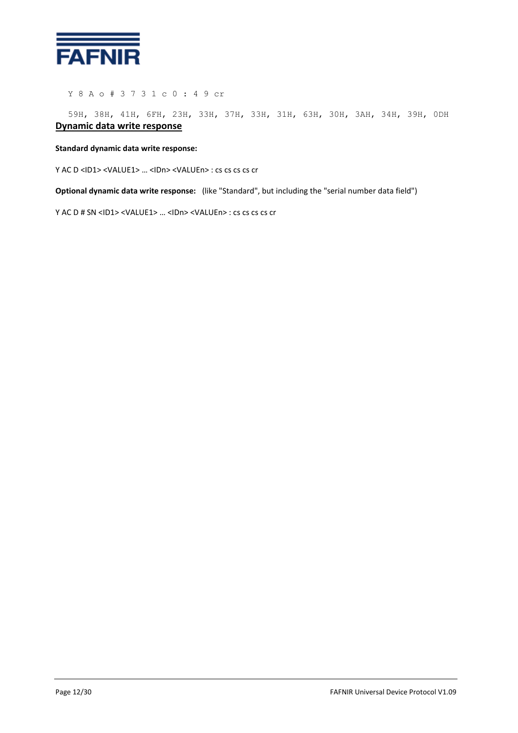```
Y 8 A o # 3 7 3 1 c 0 : 4 9 cr

59H, 38H, 41H, 6FH, 23H, 33H, 37H, 33H, 31H, 63H, 30H, 3AH, 34H, 39H, 0DH
```

## Dynamic data write response

**Standard dynamic data write response:**

Y AC D <ID1> <VALUE1> … <IDn> <VALUEn> : cs cs cs cs cr

**Optional dynamic data write response:** (like "Standard", but including the "serial number data field")

Y AC D # SN <ID1> <VALUE1> … <IDn> <VALUEn> : cs cs cs cs cr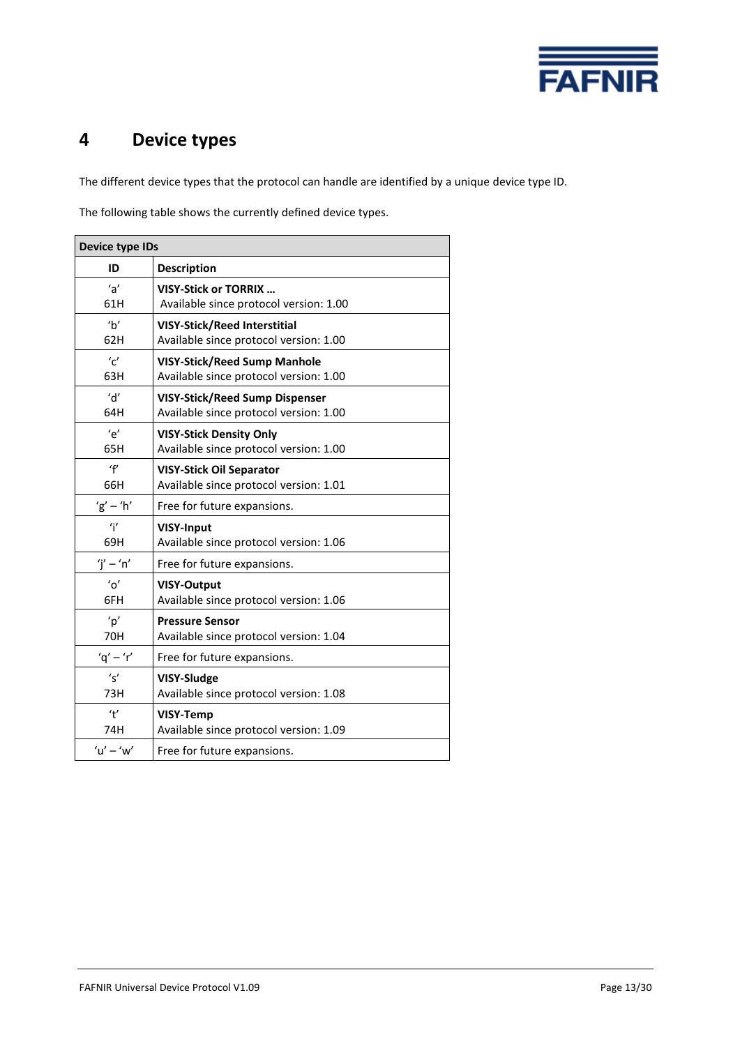# 4 Device types

The different device types that the protocol can handle are identified by a unique device type ID.

The following table shows the currently defined device types.

| Device type IDs | |
|---|---|
| **ID** | **Description** |
| ‘a’<br>61H | **VISY-Stick or TORRIX …**<br>Available since protocol version: 1.00 |
| ‘b’<br>62H | **VISY-Stick/Reed Interstitial**<br>Available since protocol version: 1.00 |
| ‘c’<br>63H | **VISY-Stick/Reed Sump Manhole**<br>Available since protocol version: 1.00 |
| ‘d’<br>64H | **VISY-Stick/Reed Sump Dispenser**<br>Available since protocol version: 1.00 |
| ‘e’<br>65H | **VISY-Stick Density Only**<br>Available since protocol version: 1.00 |
| ‘f’<br>66H | **VISY-Stick Oil Separator**<br>Available since protocol version: 1.01 |
| ‘g’ – ‘h’ | Free for future expansions. |
| ‘i’<br>69H | **VISY-Input**<br>Available since protocol version: 1.06 |
| ‘j’ – ‘n’ | Free for future expansions. |
| ‘o’<br>6FH | **VISY-Output**<br>Available since protocol version: 1.06 |
| ‘p’<br>70H | **Pressure Sensor**<br>Available since protocol version: 1.04 |
| ‘q’ – ‘r’ | Free for future expansions. |
| ‘s’<br>73H | **VISY-Sludge**<br>Available since protocol version: 1.08 |
| ‘t’<br>74H | **VISY-Temp**<br>Available since protocol version: 1.09 |
| ‘u’ – ‘w’ | Free for future expansions. |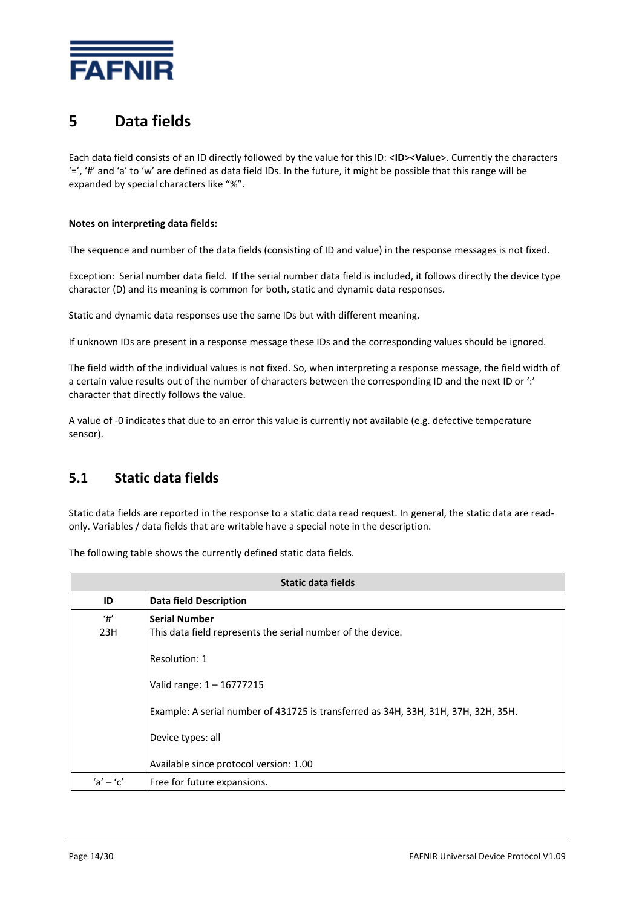# 5 Data fields

Each data field consists of an ID directly followed by the value for this ID: <**ID**><**Value**>. Currently the characters '=', '#' and 'a' to 'w' are defined as data field IDs. In the future, it might be possible that this range will be expanded by special characters like "%".

**Notes on interpreting data fields:**

The sequence and number of the data fields (consisting of ID and value) in the response messages is not fixed.

Exception: Serial number data field. If the serial number data field is included, it follows directly the device type character (D) and its meaning is common for both, static and dynamic data responses.

Static and dynamic data responses use the same IDs but with different meaning.

If unknown IDs are present in a response message these IDs and the corresponding values should be ignored.

The field width of the individual values is not fixed. So, when interpreting a response message, the field width of a certain value results out of the number of characters between the corresponding ID and the next ID or ':' character that directly follows the value.

A value of -0 indicates that due to an error this value is currently not available (e.g. defective temperature sensor).

## 5.1 Static data fields

Static data fields are reported in the response to a static data read request. In general, the static data are read-only. Variables / data fields that are writable have a special note in the description.

The following table shows the currently defined static data fields.

| **Static data fields** | |
|---|---|
| **ID** | **Data field Description** |
| '#'<br>23H | **Serial Number**<br>This data field represents the serial number of the device.<br><br>Resolution: 1<br><br>Valid range: 1 – 16777215<br><br>Example: A serial number of 431725 is transferred as 34H, 33H, 31H, 37H, 32H, 35H.<br><br>Device types: all<br><br>Available since protocol version: 1.00 |
| 'a' – 'c' | Free for future expansions. |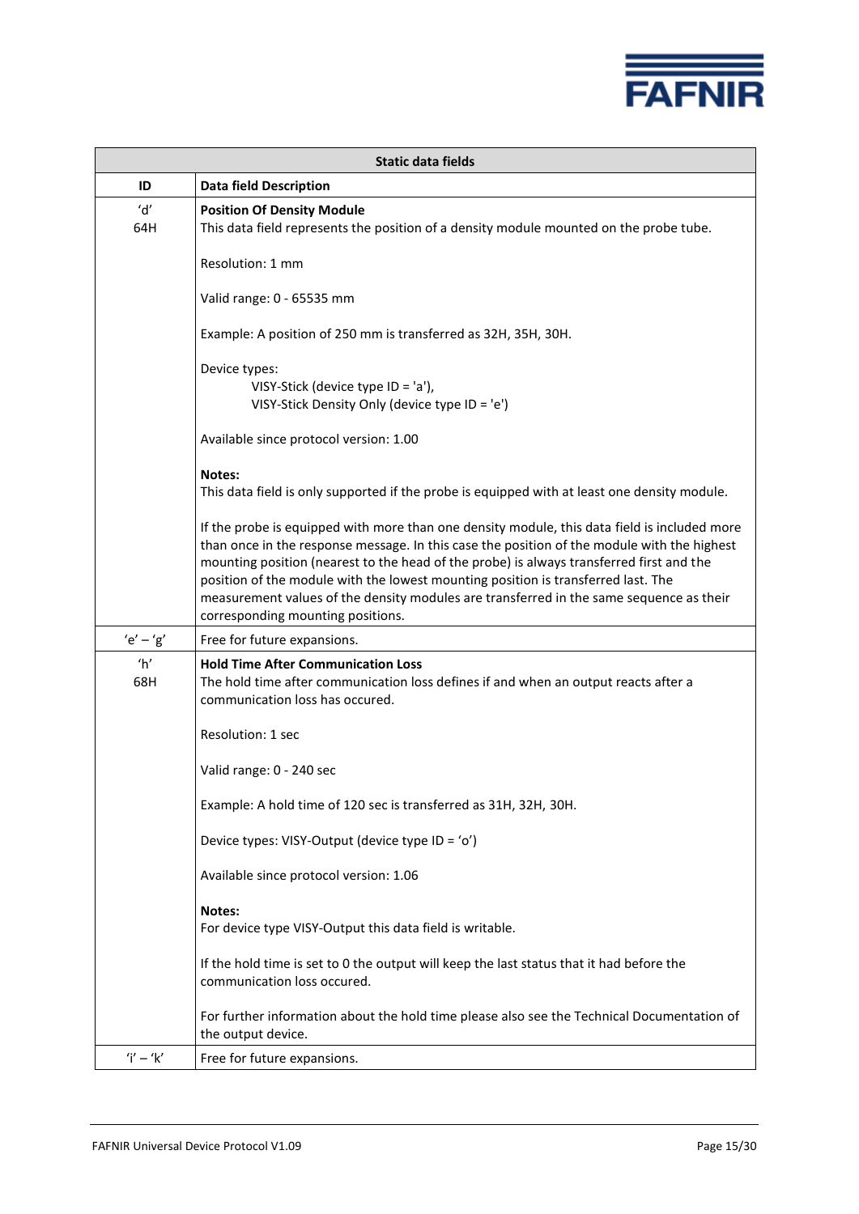| Static data fields | |
|---|---|
| **ID** | **Data field Description** |
| 'd'<br>64H | **Position Of Density Module**<br>This data field represents the position of a density module mounted on the probe tube.<br><br>Resolution: 1 mm<br><br>Valid range: 0 - 65535 mm<br><br>Example: A position of 250 mm is transferred as 32H, 35H, 30H.<br><br>Device types:<br>VISY-Stick (device type ID = 'a'),<br>VISY-Stick Density Only (device type ID = 'e')<br><br>Available since protocol version: 1.00<br><br>**Notes:**<br>This data field is only supported if the probe is equipped with at least one density module.<br><br>If the probe is equipped with more than one density module, this data field is included more than once in the response message. In this case the position of the module with the highest mounting position (nearest to the head of the probe) is always transferred first and the position of the module with the lowest mounting position is transferred last. The measurement values of the density modules are transferred in the same sequence as their corresponding mounting positions. |
| 'e' – 'g' | Free for future expansions. |
| 'h'<br>68H | **Hold Time After Communication Loss**<br>The hold time after communication loss defines if and when an output reacts after a communication loss has occured.<br><br>Resolution: 1 sec<br><br>Valid range: 0 - 240 sec<br><br>Example: A hold time of 120 sec is transferred as 31H, 32H, 30H.<br><br>Device types: VISY-Output (device type ID = 'o')<br><br>Available since protocol version: 1.06<br><br>**Notes:**<br>For device type VISY-Output this data field is writable.<br><br>If the hold time is set to 0 the output will keep the last status that it had before the communication loss occured.<br><br>For further information about the hold time please also see the Technical Documentation of the output device. |
| 'i' – 'k' | Free for future expansions. |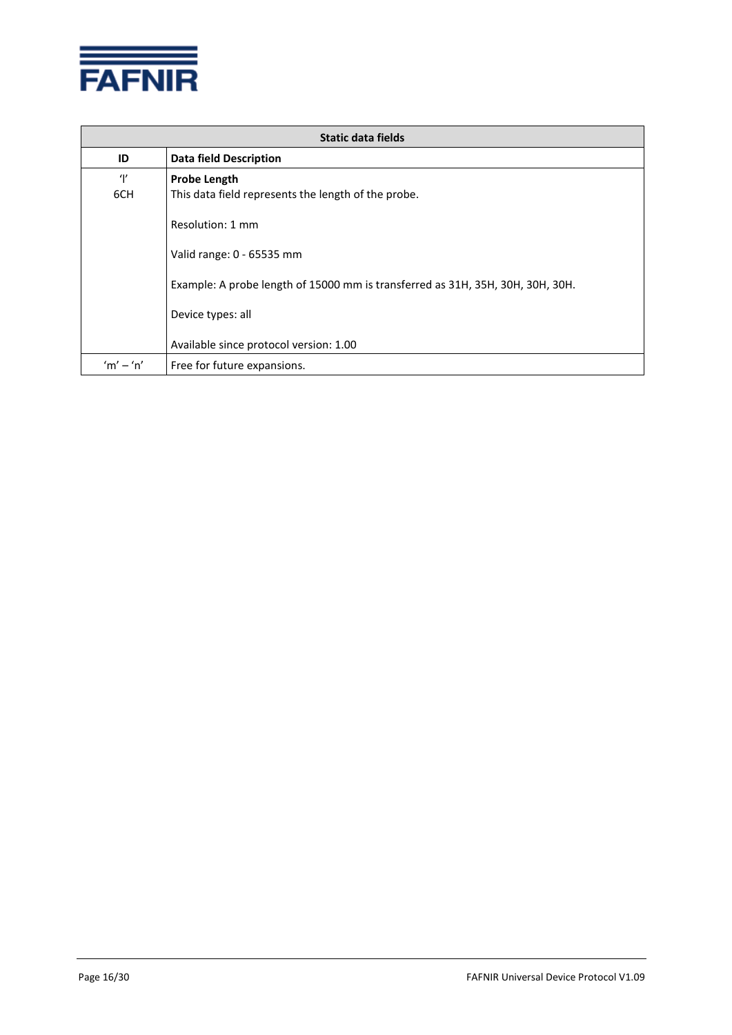| Static data fields | |
|---|---|
| **ID** | **Data field Description** |
| 'l'<br>6CH | **Probe Length**<br>This data field represents the length of the probe.<br><br>Resolution: 1 mm<br><br>Valid range: 0 - 65535 mm<br><br>Example: A probe length of 15000 mm is transferred as 31H, 35H, 30H, 30H, 30H.<br><br>Device types: all<br><br>Available since protocol version: 1.00 |
| 'm' – 'n' | Free for future expansions. |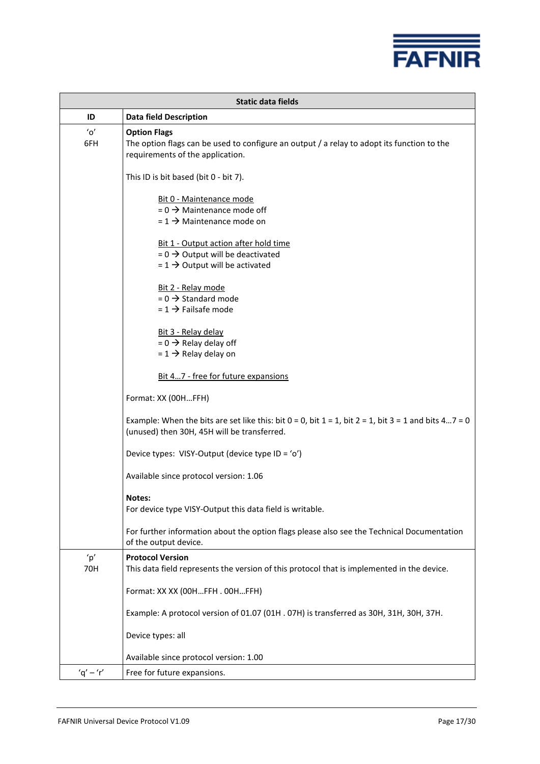| Static data fields | |
|---|---|
| **ID** | **Data field Description** |
| 'o'<br>6FH | **Option Flags**<br>The option flags can be used to configure an output / a relay to adopt its function to the requirements of the application.<br><br>This ID is bit based (bit 0 - bit 7).<br><br>Bit 0 - Maintenance mode<br>= 0 → Maintenance mode off<br>= 1 → Maintenance mode on<br><br>Bit 1 - Output action after hold time<br>= 0 → Output will be deactivated<br>= 1 → Output will be activated<br><br>Bit 2 - Relay mode<br>= 0 → Standard mode<br>= 1 → Failsafe mode<br><br>Bit 3 - Relay delay<br>= 0 → Relay delay off<br>= 1 → Relay delay on<br><br>Bit 4…7 - free for future expansions<br><br>Format: XX (00H…FFH)<br><br>Example: When the bits are set like this: bit 0 = 0, bit 1 = 1, bit 2 = 1, bit 3 = 1 and bits 4…7 = 0 (unused) then 30H, 45H will be transferred.<br><br>Device types: VISY-Output (device type ID = 'o')<br><br>Available since protocol version: 1.06<br><br>**Notes:**<br>For device type VISY-Output this data field is writable.<br><br>For further information about the option flags please also see the Technical Documentation of the output device. |
| 'p'<br>70H | **Protocol Version**<br>This data field represents the version of this protocol that is implemented in the device.<br><br>Format: XX XX (00H…FFH . 00H…FFH)<br><br>Example: A protocol version of 01.07 (01H . 07H) is transferred as 30H, 31H, 30H, 37H.<br><br>Device types: all<br><br>Available since protocol version: 1.00 |
| 'q' – 'r' | Free for future expansions. |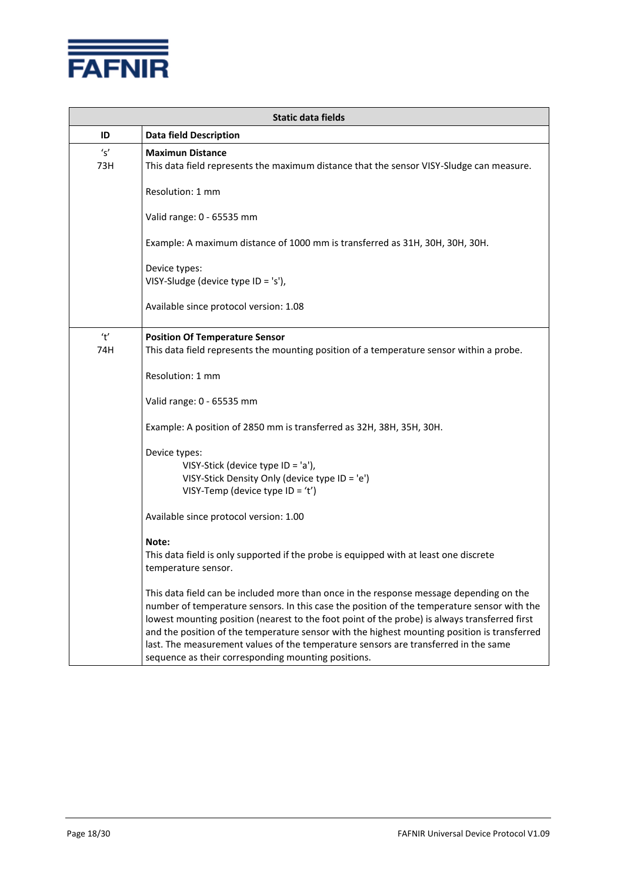| Static data fields | |
|---|---|
| **ID** | **Data field Description** |
| ‘s’<br>73H | **Maximun Distance**<br>This data field represents the maximum distance that the sensor VISY-Sludge can measure.<br><br>Resolution: 1 mm<br><br>Valid range: 0 - 65535 mm<br><br>Example: A maximum distance of 1000 mm is transferred as 31H, 30H, 30H, 30H.<br><br>Device types:<br>VISY-Sludge (device type ID = 's'),<br><br>Available since protocol version: 1.08 |
| ‘t’<br>74H | **Position Of Temperature Sensor**<br>This data field represents the mounting position of a temperature sensor within a probe.<br><br>Resolution: 1 mm<br><br>Valid range: 0 - 65535 mm<br><br>Example: A position of 2850 mm is transferred as 32H, 38H, 35H, 30H.<br><br>Device types:<br>VISY-Stick (device type ID = 'a'),<br>VISY-Stick Density Only (device type ID = 'e')<br>VISY-Temp (device type ID = ‘t’)<br><br>Available since protocol version: 1.00<br><br>**Note:**<br>This data field is only supported if the probe is equipped with at least one discrete temperature sensor.<br><br>This data field can be included more than once in the response message depending on the number of temperature sensors. In this case the position of the temperature sensor with the lowest mounting position (nearest to the foot point of the probe) is always transferred first and the position of the temperature sensor with the highest mounting position is transferred last. The measurement values of the temperature sensors are transferred in the same sequence as their corresponding mounting positions. |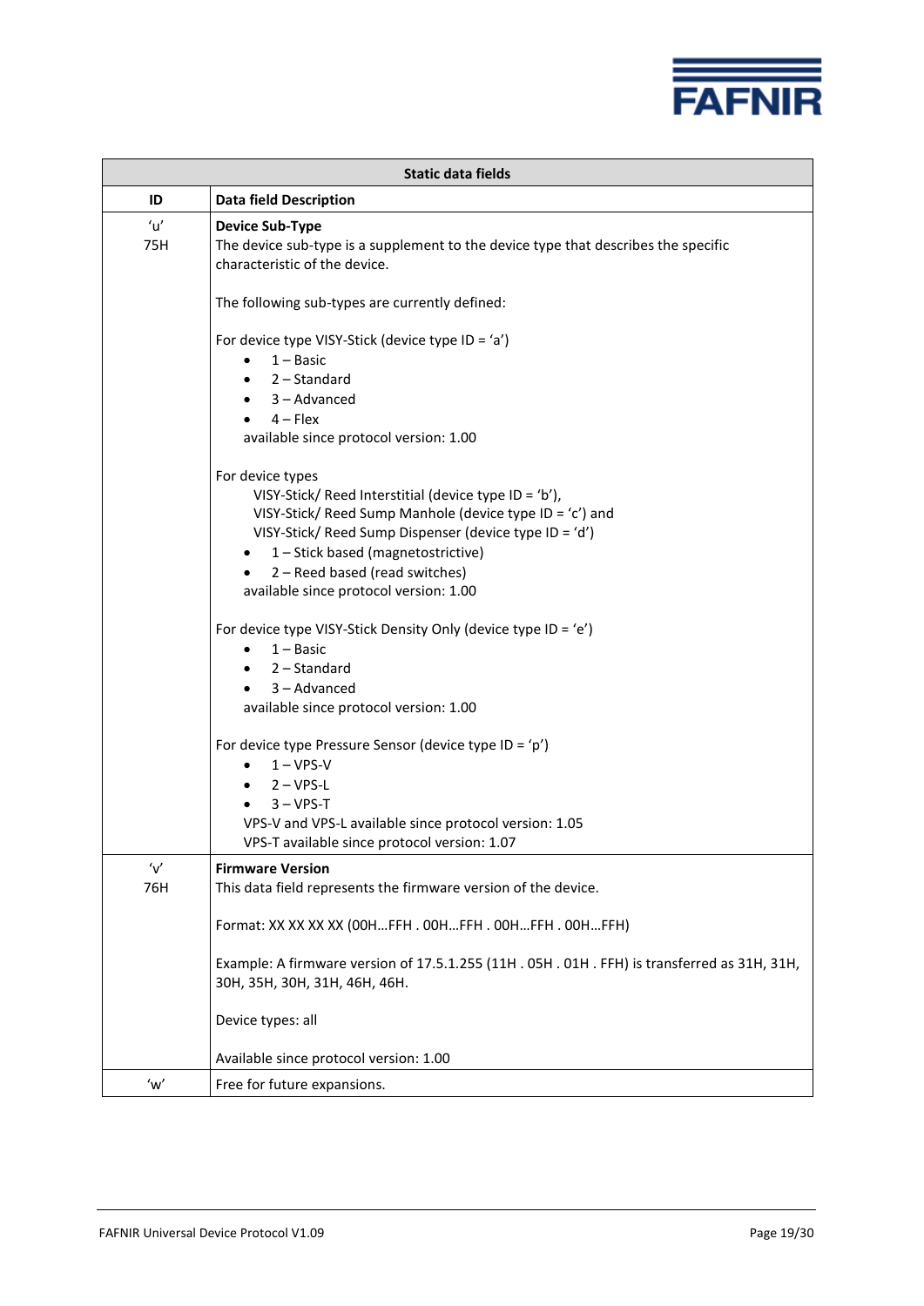| Static data fields | |
|---|---|
| **ID** | **Data field Description** |
| 'u'<br>75H | **Device Sub-Type**<br>The device sub-type is a supplement to the device type that describes the specific characteristic of the device.<br><br>The following sub-types are currently defined:<br><br>For device type VISY-Stick (device type ID = 'a')<br>• 1 – Basic<br>• 2 – Standard<br>• 3 – Advanced<br>• 4 – Flex<br>available since protocol version: 1.00<br><br>For device types<br>VISY-Stick/ Reed Interstitial (device type ID = 'b'),<br>VISY-Stick/ Reed Sump Manhole (device type ID = 'c') and<br>VISY-Stick/ Reed Sump Dispenser (device type ID = 'd')<br>• 1 – Stick based (magnetostrictive)<br>• 2 – Reed based (read switches)<br>available since protocol version: 1.00<br><br>For device type VISY-Stick Density Only (device type ID = 'e')<br>• 1 – Basic<br>• 2 – Standard<br>• 3 – Advanced<br>available since protocol version: 1.00<br><br>For device type Pressure Sensor (device type ID = 'p')<br>• 1 – VPS-V<br>• 2 – VPS-L<br>• 3 – VPS-T<br>VPS-V and VPS-L available since protocol version: 1.05<br>VPS-T available since protocol version: 1.07 |
| 'v'<br>76H | **Firmware Version**<br>This data field represents the firmware version of the device.<br><br>Format: XX XX XX XX (00H…FFH . 00H…FFH . 00H…FFH . 00H…FFH)<br><br>Example: A firmware version of 17.5.1.255 (11H . 05H . 01H . FFH) is transferred as 31H, 31H, 30H, 35H, 30H, 31H, 46H, 46H.<br><br>Device types: all<br><br>Available since protocol version: 1.00 |
| 'w' | Free for future expansions. |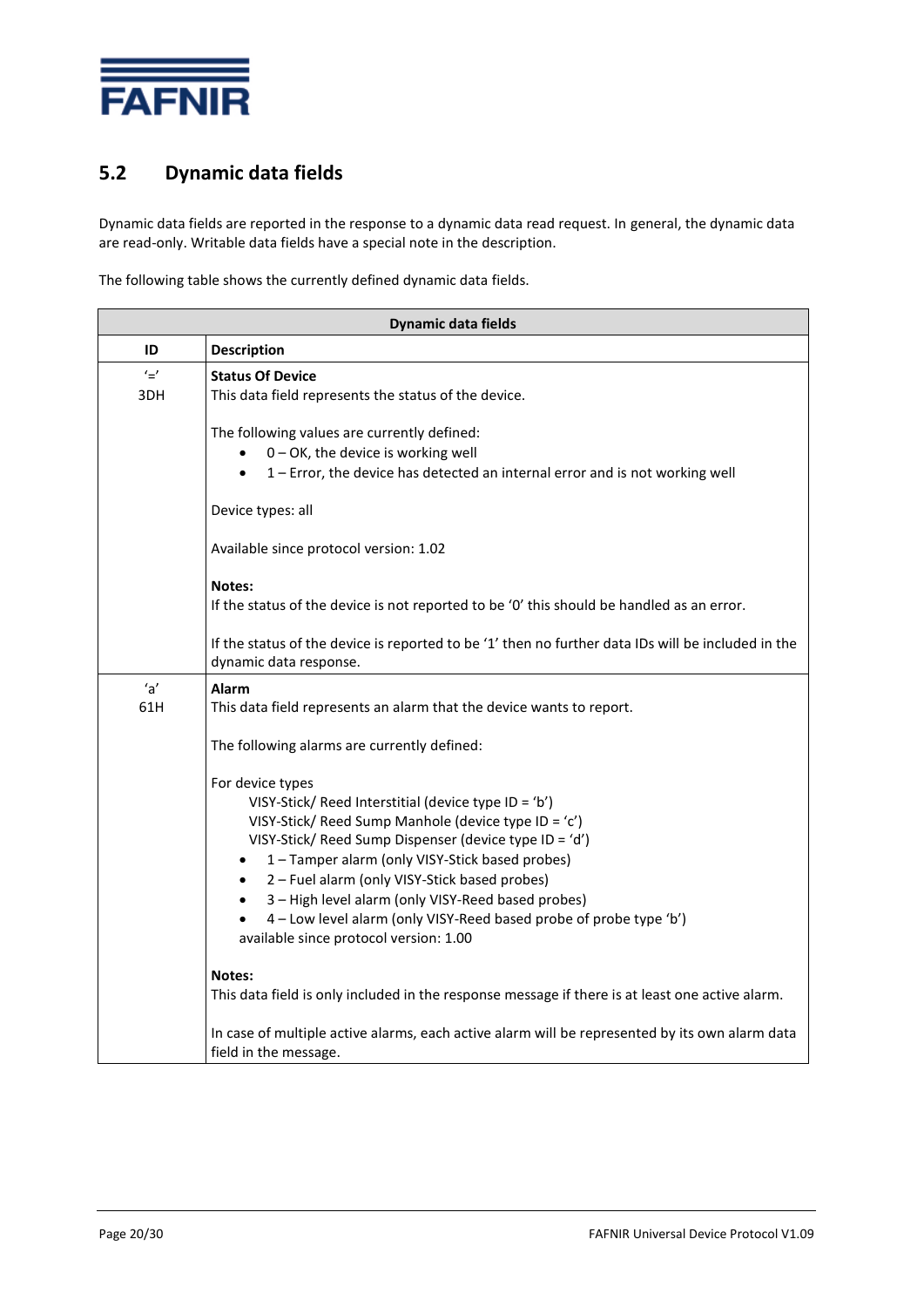## 5.2 Dynamic data fields

Dynamic data fields are reported in the response to a dynamic data read request. In general, the dynamic data are read-only. Writable data fields have a special note in the description.

The following table shows the currently defined dynamic data fields.

| Dynamic data fields | |
|---|---|
| **ID** | **Description** |
| '=' <br> 3DH | **Status Of Device** <br> This data field represents the status of the device. <br><br> The following values are currently defined: <br> • 0 – OK, the device is working well <br> • 1 – Error, the device has detected an internal error and is not working well <br><br> Device types: all <br><br> Available since protocol version: 1.02 <br><br> **Notes:** <br> If the status of the device is not reported to be '0' this should be handled as an error. <br><br> If the status of the device is reported to be '1' then no further data IDs will be included in the dynamic data response. |
| 'a' <br> 61H | **Alarm** <br> This data field represents an alarm that the device wants to report. <br><br> The following alarms are currently defined: <br><br> For device types <br> VISY-Stick/ Reed Interstitial (device type ID = 'b') <br> VISY-Stick/ Reed Sump Manhole (device type ID = 'c') <br> VISY-Stick/ Reed Sump Dispenser (device type ID = 'd') <br> • 1 – Tamper alarm (only VISY-Stick based probes) <br> • 2 – Fuel alarm (only VISY-Stick based probes) <br> • 3 – High level alarm (only VISY-Reed based probes) <br> • 4 – Low level alarm (only VISY-Reed based probe of probe type 'b') <br> available since protocol version: 1.00 <br><br> **Notes:** <br> This data field is only included in the response message if there is at least one active alarm. <br><br> In case of multiple active alarms, each active alarm will be represented by its own alarm data field in the message. |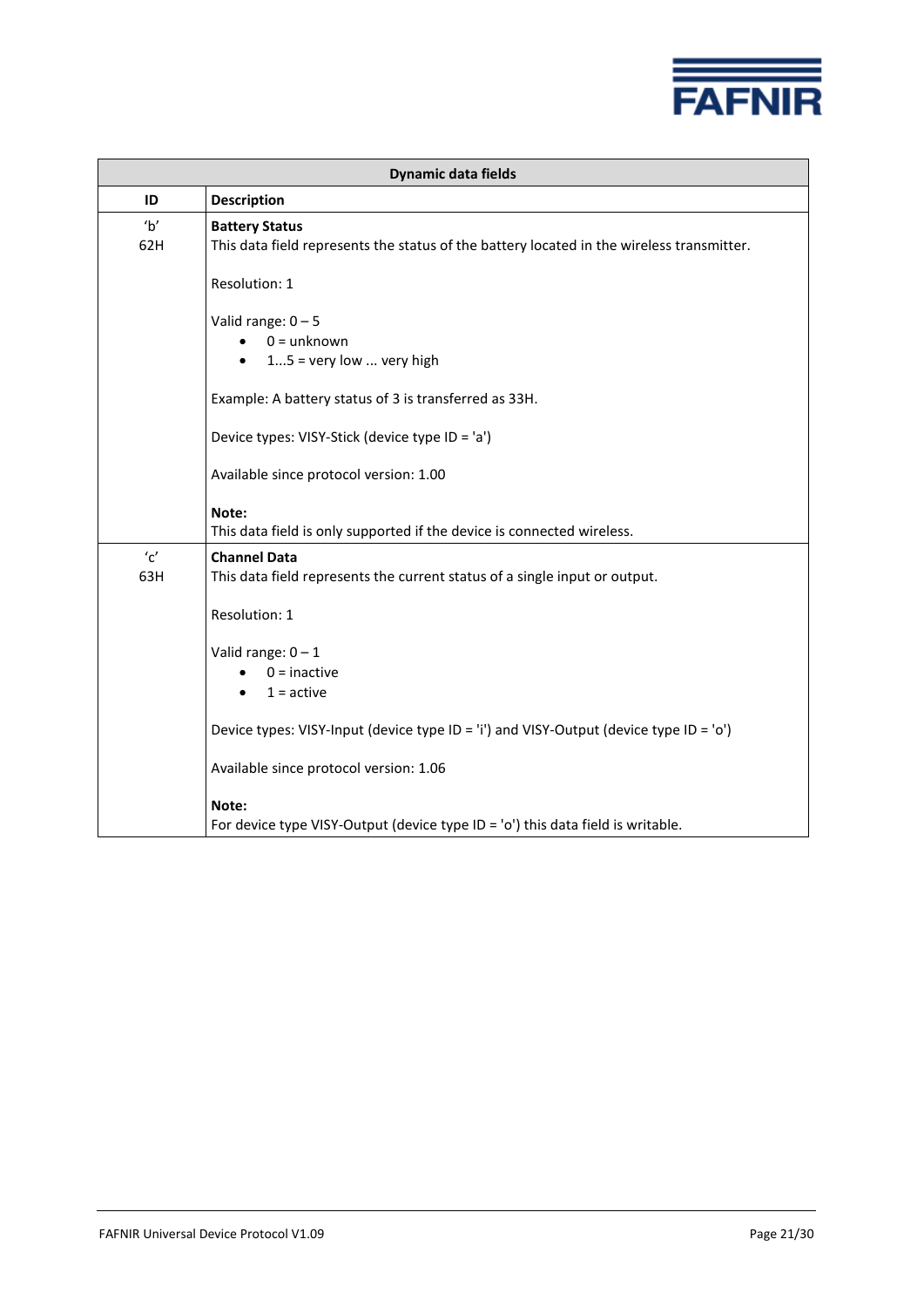| Dynamic data fields | |
|---|---|
| **ID** | **Description** |
| ‘b’<br>62H | **Battery Status**<br>This data field represents the status of the battery located in the wireless transmitter.<br><br>Resolution: 1<br><br>Valid range: 0 – 5<br>• 0 = unknown<br>• 1...5 = very low ... very high<br><br>Example: A battery status of 3 is transferred as 33H.<br><br>Device types: VISY-Stick (device type ID = 'a')<br><br>Available since protocol version: 1.00<br><br>**Note:**<br>This data field is only supported if the device is connected wireless. |
| ‘c’<br>63H | **Channel Data**<br>This data field represents the current status of a single input or output.<br><br>Resolution: 1<br><br>Valid range: 0 – 1<br>• 0 = inactive<br>• 1 = active<br><br>Device types: VISY-Input (device type ID = 'i') and VISY-Output (device type ID = 'o')<br><br>Available since protocol version: 1.06<br><br>**Note:**<br>For device type VISY-Output (device type ID = 'o') this data field is writable. |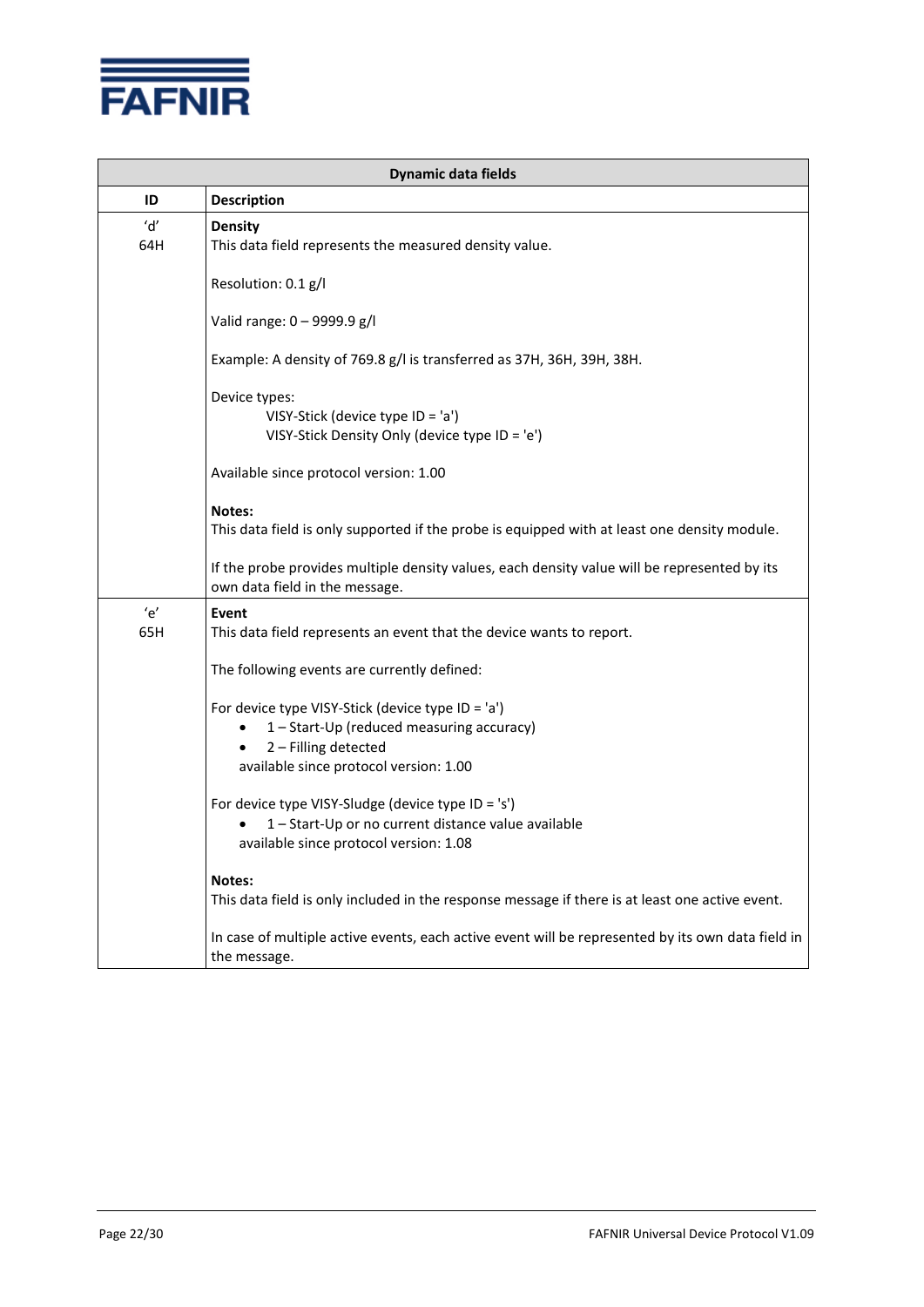| Dynamic data fields | |
|---|---|
| **ID** | **Description** |
| 'd'<br>64H | **Density**<br>This data field represents the measured density value.<br><br>Resolution: 0.1 g/l<br><br>Valid range: 0 – 9999.9 g/l<br><br>Example: A density of 769.8 g/l is transferred as 37H, 36H, 39H, 38H.<br><br>Device types:<br>VISY-Stick (device type ID = 'a')<br>VISY-Stick Density Only (device type ID = 'e')<br><br>Available since protocol version: 1.00<br><br>**Notes:**<br>This data field is only supported if the probe is equipped with at least one density module.<br><br>If the probe provides multiple density values, each density value will be represented by its own data field in the message. |
| 'e'<br>65H | **Event**<br>This data field represents an event that the device wants to report.<br><br>The following events are currently defined:<br><br>For device type VISY-Stick (device type ID = 'a')<br>• 1 – Start-Up (reduced measuring accuracy)<br>• 2 – Filling detected<br>available since protocol version: 1.00<br><br>For device type VISY-Sludge (device type ID = 's')<br>• 1 – Start-Up or no current distance value available<br>available since protocol version: 1.08<br><br>**Notes:**<br>This data field is only included in the response message if there is at least one active event.<br><br>In case of multiple active events, each active event will be represented by its own data field in the message. |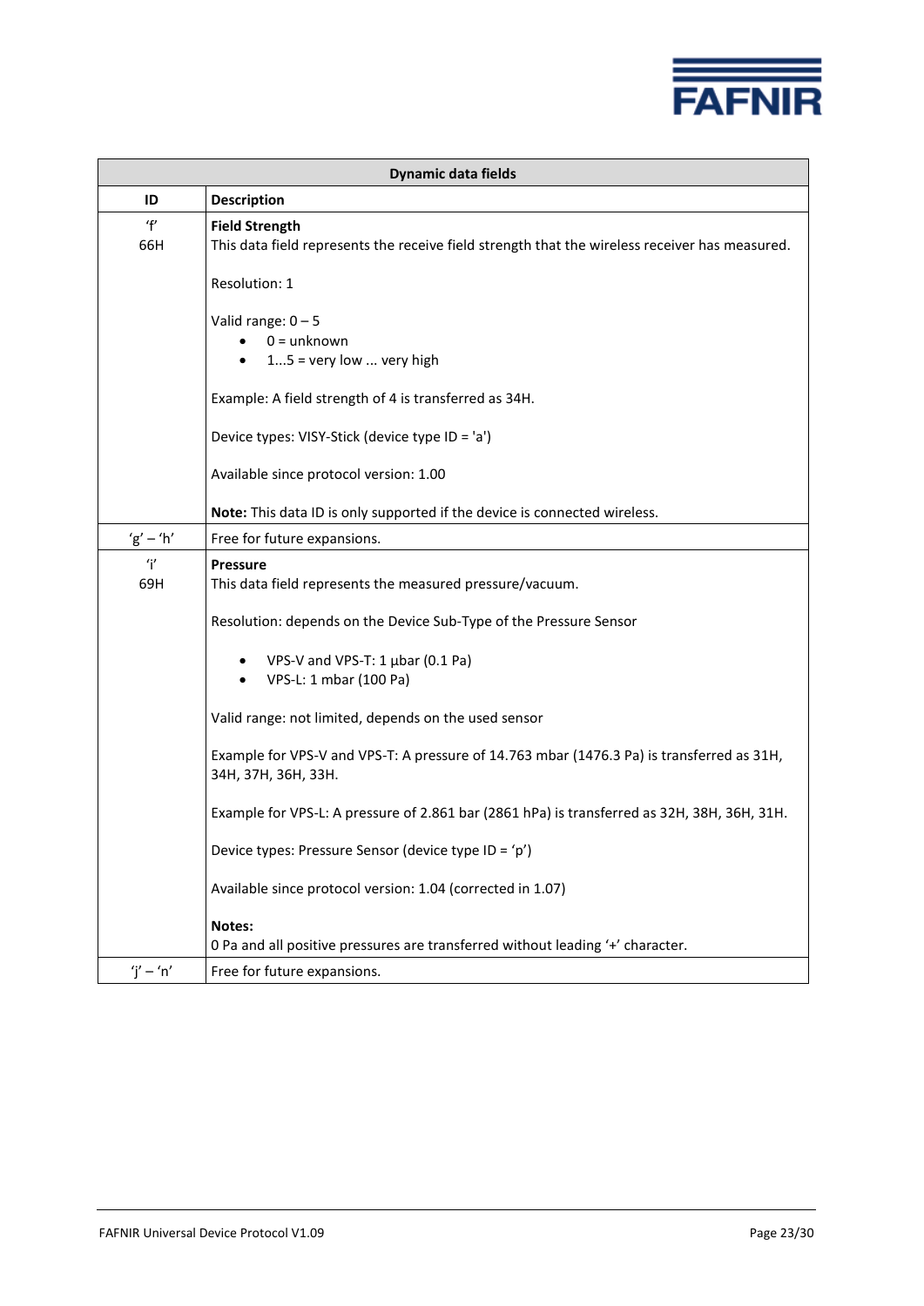| Dynamic data fields | |
|---|---|
| **ID** | **Description** |
| ‘f’<br>66H | **Field Strength**<br>This data field represents the receive field strength that the wireless receiver has measured.<br><br>Resolution: 1<br><br>Valid range: 0 – 5<br>• 0 = unknown<br>• 1...5 = very low ... very high<br><br>Example: A field strength of 4 is transferred as 34H.<br><br>Device types: VISY-Stick (device type ID = 'a')<br><br>Available since protocol version: 1.00<br><br>**Note:** This data ID is only supported if the device is connected wireless. |
| ‘g’ – ‘h’ | Free for future expansions. |
| ‘i’<br>69H | **Pressure**<br>This data field represents the measured pressure/vacuum.<br><br>Resolution: depends on the Device Sub-Type of the Pressure Sensor<br><br>• VPS-V and VPS-T: 1 µbar (0.1 Pa)<br>• VPS-L: 1 mbar (100 Pa)<br><br>Valid range: not limited, depends on the used sensor<br><br>Example for VPS-V and VPS-T: A pressure of 14.763 mbar (1476.3 Pa) is transferred as 31H, 34H, 37H, 36H, 33H.<br><br>Example for VPS-L: A pressure of 2.861 bar (2861 hPa) is transferred as 32H, 38H, 36H, 31H.<br><br>Device types: Pressure Sensor (device type ID = ‘p’)<br><br>Available since protocol version: 1.04 (corrected in 1.07)<br><br>**Notes:**<br>0 Pa and all positive pressures are transferred without leading ‘+’ character. |
| ‘j’ – ‘n’ | Free for future expansions. |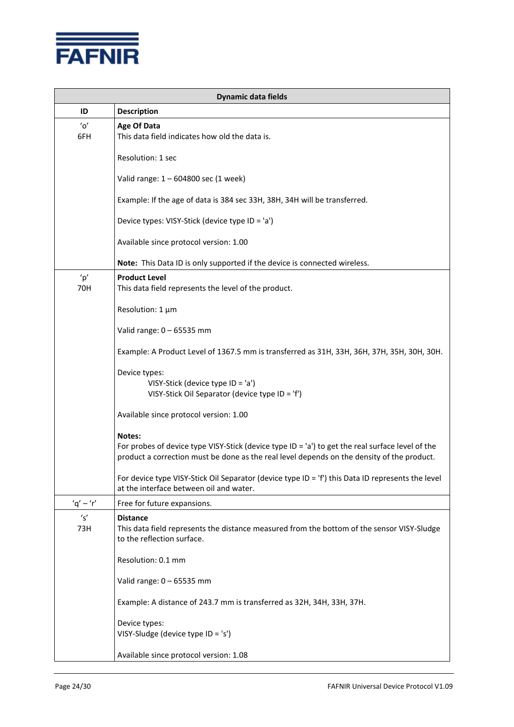| Dynamic data fields | |
|---|---|
| **ID** | **Description** |
| 'o'<br>6FH | **Age Of Data**<br>This data field indicates how old the data is.<br><br>Resolution: 1 sec<br><br>Valid range: 1 – 604800 sec (1 week)<br><br>Example: If the age of data is 384 sec 33H, 38H, 34H will be transferred.<br><br>Device types: VISY-Stick (device type ID = 'a')<br><br>Available since protocol version: 1.00<br><br>**Note:** This Data ID is only supported if the device is connected wireless. |
| 'p'<br>70H | **Product Level**<br>This data field represents the level of the product.<br><br>Resolution: 1 µm<br><br>Valid range: 0 – 65535 mm<br><br>Example: A Product Level of 1367.5 mm is transferred as 31H, 33H, 36H, 37H, 35H, 30H, 30H.<br><br>Device types:<br>VISY-Stick (device type ID = 'a')<br>VISY-Stick Oil Separator (device type ID = 'f')<br><br>Available since protocol version: 1.00<br><br>**Notes:**<br>For probes of device type VISY-Stick (device type ID = 'a') to get the real surface level of the product a correction must be done as the real level depends on the density of the product.<br><br>For device type VISY-Stick Oil Separator (device type ID = 'f') this Data ID represents the level at the interface between oil and water. |
| 'q' – 'r' | Free for future expansions. |
| 's'<br>73H | **Distance**<br>This data field represents the distance measured from the bottom of the sensor VISY-Sludge to the reflection surface.<br><br>Resolution: 0.1 mm<br><br>Valid range: 0 – 65535 mm<br><br>Example: A distance of 243.7 mm is transferred as 32H, 34H, 33H, 37H.<br><br>Device types:<br>VISY-Sludge (device type ID = 's')<br><br>Available since protocol version: 1.08 |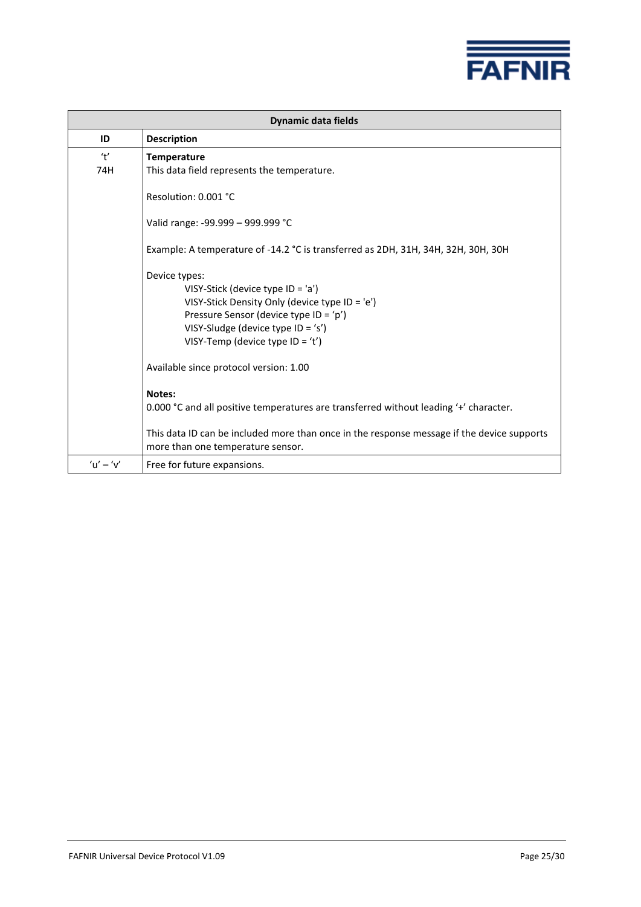| Dynamic data fields | |
|---|---|
| **ID** | **Description** |
| 't'<br>74H | **Temperature**<br>This data field represents the temperature.<br><br>Resolution: 0.001 °C<br><br>Valid range: -99.999 – 999.999 °C<br><br>Example: A temperature of -14.2 °C is transferred as 2DH, 31H, 34H, 32H, 30H, 30H<br><br>Device types:<br>VISY-Stick (device type ID = 'a')<br>VISY-Stick Density Only (device type ID = 'e')<br>Pressure Sensor (device type ID = 'p')<br>VISY-Sludge (device type ID = 's')<br>VISY-Temp (device type ID = 't')<br><br>Available since protocol version: 1.00<br><br>**Notes:**<br>0.000 °C and all positive temperatures are transferred without leading '+' character.<br><br>This data ID can be included more than once in the response message if the device supports more than one temperature sensor. |
| 'u' – 'v' | Free for future expansions. |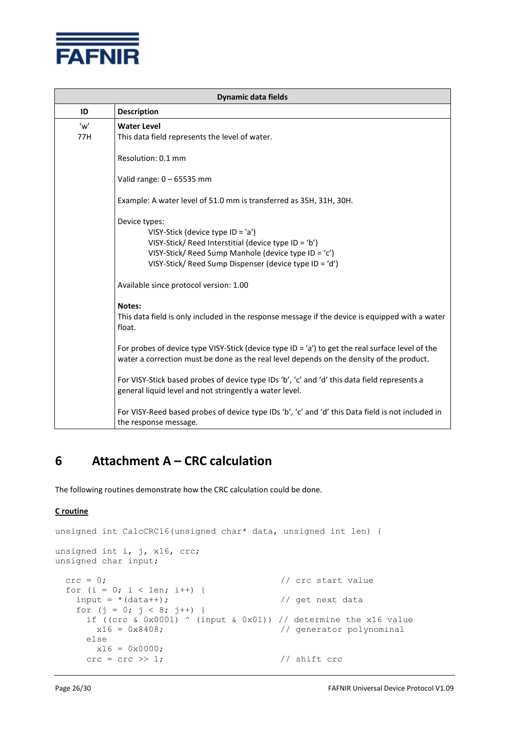| Dynamic data fields | |
|---|---|
| **ID** | **Description** |
| 'w'<br>77H | **Water Level**<br>This data field represents the level of water.<br><br>Resolution: 0.1 mm<br><br>Valid range: 0 – 65535 mm<br><br>Example: A water level of 51.0 mm is transferred as 35H, 31H, 30H.<br><br>Device types:<br>VISY-Stick (device type ID = 'a')<br>VISY-Stick/ Reed Interstitial (device type ID = 'b')<br>VISY-Stick/ Reed Sump Manhole (device type ID = 'c')<br>VISY-Stick/ Reed Sump Dispenser (device type ID = 'd')<br><br>Available since protocol version: 1.00<br><br>**Notes:**<br>This data field is only included in the response message if the device is equipped with a water float.<br><br>For probes of device type VISY-Stick (device type ID = 'a') to get the real surface level of the water a correction must be done as the real level depends on the density of the product.<br><br>For VISY-Stick based probes of device type IDs 'b', 'c' and 'd' this data field represents a general liquid level and not stringently a water level.<br><br>For VISY-Reed based probes of device type IDs 'b', 'c' and 'd' this Data field is not included in the response message. |

# 6 Attachment A – CRC calculation

The following routines demonstrate how the CRC calculation could be done.

**C routine**

```
unsigned int CalcCRC16(unsigned char* data, unsigned int len) {

unsigned int i, j, x16, crc;
unsigned char input;

  crc = 0;                                    // crc start value
  for (i = 0; i < len; i++) {
    input = *(data++);                        // get next data
    for (j = 0; j < 8; j++) {
      if ((crc & 0x0001) ^ (input & 0x01)) // determine the x16 value
        x16 = 0x8408;                         // generator polynominal
      else
        x16 = 0x0000;
      crc = crc >> 1;                         // shift crc
```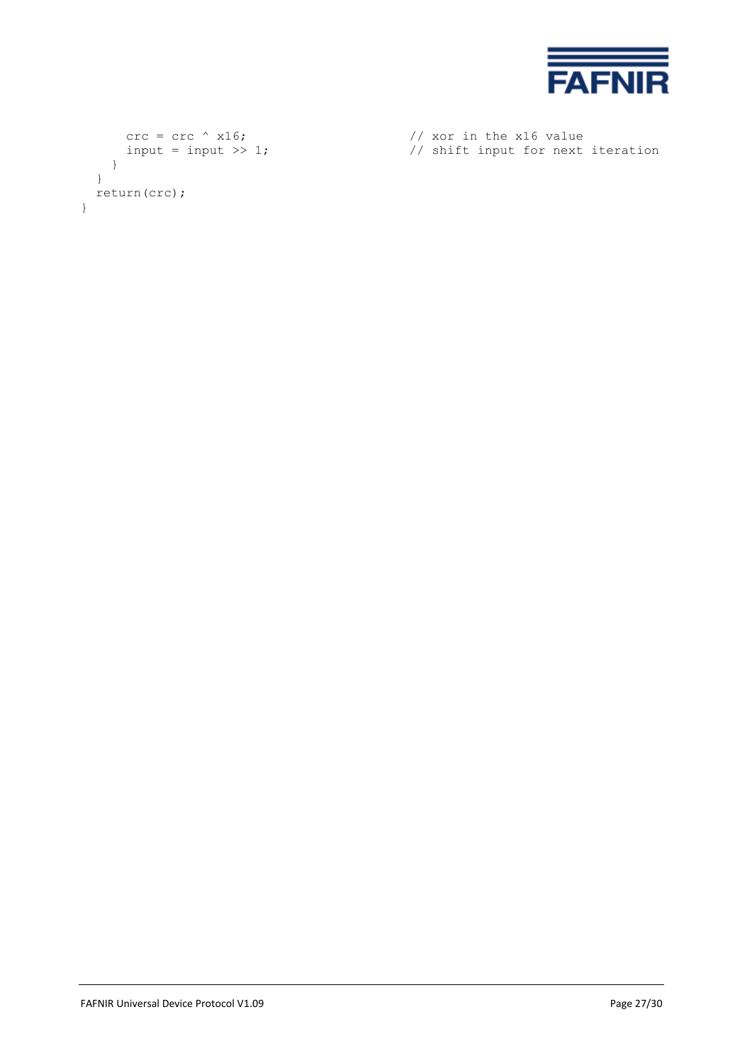```
      crc = crc ^ x16;                        // xor in the x16 value
      input = input >> 1;                     // shift input for next iteration
    }
  }
  return(crc);
}
```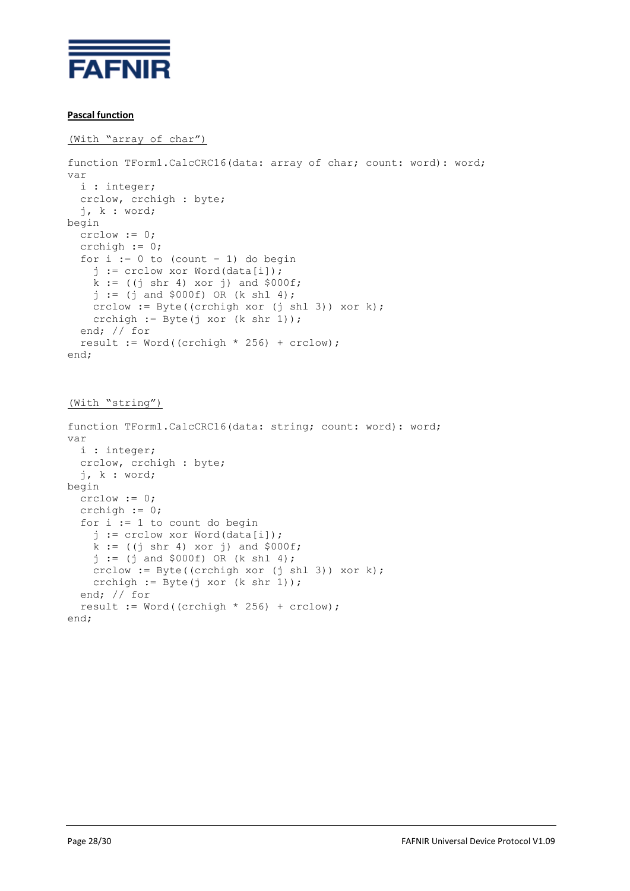**Pascal function**

(With "array of char")

```
function TForm1.CalcCRC16(data: array of char; count: word): word;
var
  i : integer;
  crclow, crchigh : byte;
  j, k : word;
begin
  crclow := 0;
  crchigh := 0;
  for i := 0 to (count - 1) do begin
    j := crclow xor Word(data[i]);
    k := ((j shr 4) xor j) and $000f;
    j := (j and $000f) OR (k shl 4);
    crclow := Byte((crchigh xor (j shl 3)) xor k);
    crchigh := Byte(j xor (k shr 1));
  end; // for
  result := Word((crchigh * 256) + crclow);
end;
```

(With "string")

```
function TForm1.CalcCRC16(data: string; count: word): word;
var
  i : integer;
  crclow, crchigh : byte;
  j, k : word;
begin
  crclow := 0;
  crchigh := 0;
  for i := 1 to count do begin
    j := crclow xor Word(data[i]);
    k := ((j shr 4) xor j) and $000f;
    j := (j and $000f) OR (k shl 4);
    crclow := Byte((crchigh xor (j shl 3)) xor k);
    crchigh := Byte(j xor (k shr 1));
  end; // for
  result := Word((crchigh * 256) + crclow);
end;
```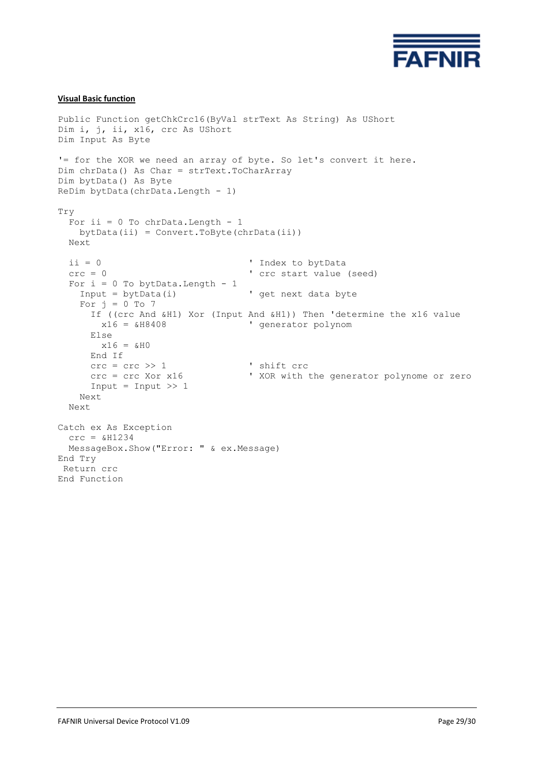**Visual Basic function**

```
Public Function getChkCrc16(ByVal strText As String) As UShort
Dim i, j, ii, x16, crc As UShort
Dim Input As Byte

'= for the XOR we need an array of byte. So let's convert it here.
Dim chrData() As Char = strText.ToCharArray
Dim bytData() As Byte
ReDim bytData(chrData.Length - 1)

Try
  For ii = 0 To chrData.Length - 1
    bytData(ii) = Convert.ToByte(chrData(ii))
  Next

  ii = 0                            ' Index to bytData
  crc = 0                           ' crc start value (seed)
  For i = 0 To bytData.Length - 1
    Input = bytData(i)              ' get next data byte
    For j = 0 To 7
      If ((crc And &H1) Xor (Input And &H1)) Then 'determine the x16 value
        x16 = &H8408                ' generator polynom
      Else
        x16 = &H0
      End If
      crc = crc >> 1                ' shift crc
      crc = crc Xor x16             ' XOR with the generator polynome or zero
      Input = Input >> 1
    Next
  Next

Catch ex As Exception
  crc = &H1234
  MessageBox.Show("Error: " & ex.Message)
End Try
 Return crc
End Function
```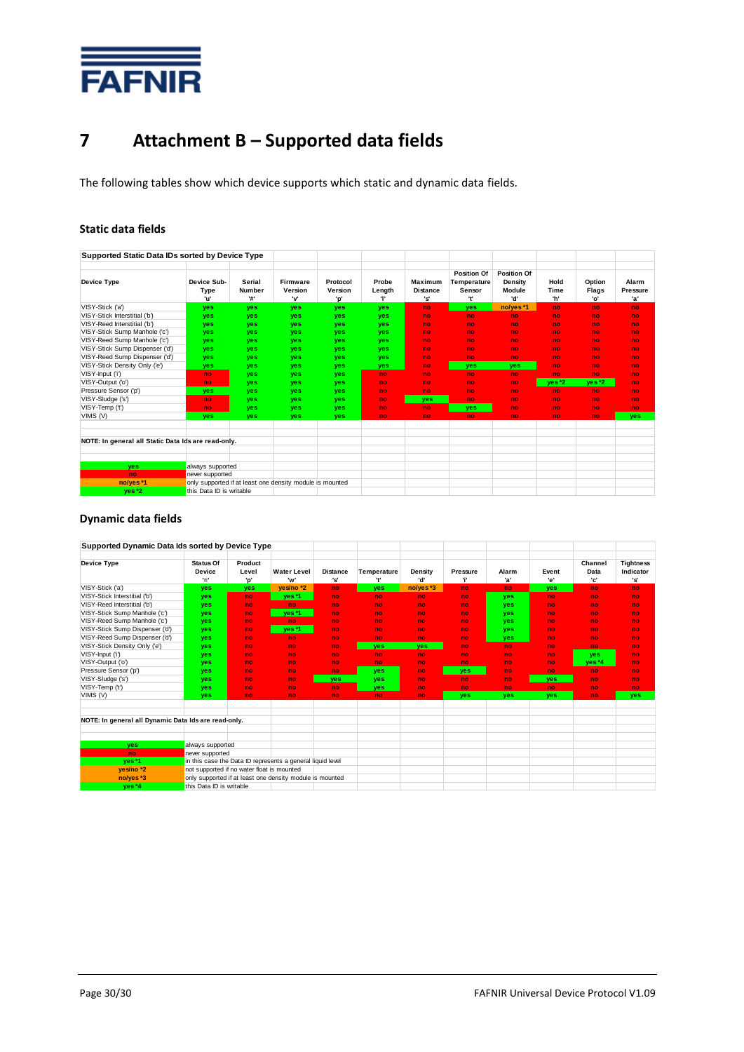# 7 Attachment B – Supported data fields

The following tables show which device supports which static and dynamic data fields.

### Static data fields

**Supported Static Data IDs sorted by Device Type**

| Device Type | Device Sub-Type 'u' | Serial Number '#' | Firmware Version 'v' | Protocol Version 'p' | Probe Length 'l' | Maximum Distance 's' | Position Of Temperature Sensor 't' | Position Of Density Module 'd' | Hold Time 'h' | Option Flags 'o' | Alarm Pressure 'a' |
|---|---|---|---|---|---|---|---|---|---|---|---|
| VISY-Stick ('a') | yes | yes | yes | yes | yes | no | yes | no/yes *1 | no | no | no |
| VISY-Stick Interstitial ('b') | yes | yes | yes | yes | yes | no | no | no | no | no | no |
| VISY-Reed Interstitial ('b') | yes | yes | yes | yes | yes | no | no | no | no | no | no |
| VISY-Stick Sump Manhole ('c') | yes | yes | yes | yes | yes | no | no | no | no | no | no |
| VISY-Reed Sump Manhole ('c') | yes | yes | yes | yes | yes | no | no | no | no | no | no |
| VISY-Stick Sump Dispenser ('d') | yes | yes | yes | yes | yes | no | no | no | no | no | no |
| VISY-Reed Sump Dispenser ('d') | yes | yes | yes | yes | yes | no | no | no | no | no | no |
| VISY-Stick Density Only ('e') | yes | yes | yes | yes | yes | no | yes | yes | no | no | no |
| VISY-Input ('i') | no | yes | yes | yes | no | no | no | no | no | no | no |
| VISY-Output ('o') | no | yes | yes | yes | no | no | no | no | yes *2 | yes *2 | no |
| Pressure Sensor ('p') | yes | yes | yes | yes | no | no | no | no | no | no | no |
| VISY-Sludge ('s') | no | yes | yes | yes | no | yes | no | no | no | no | no |
| VISY-Temp ('t') | no | yes | yes | yes | no | no | yes | no | no | no | no |
| VIMS ('V') | yes | yes | yes | yes | no | no | no | no | no | no | yes |

**NOTE: In general all Static Data Ids are read-only.**

| | |
|---|---|
| yes | always supported |
| no | never supported |
| no/yes *1 | only supported if at least one density module is mounted |
| yes *2 | this Data ID is writable |

### Dynamic data fields

**Supported Dynamic Data Ids sorted by Device Type**

| Device Type | Status Of Device '=' | Product Level 'p' | Water Level 'w' | Distance 's' | Temperature 't' | Density 'd' | Pressure 'i' | Alarm 'a' | Event 'e' | Channel Data 'c' | Tightness Indicator 's' |
|---|---|---|---|---|---|---|---|---|---|---|---|
| VISY-Stick ('a') | yes | yes | yes/no *2 | no | yes | no/yes *3 | no | no | yes | no | no |
| VISY-Stick Interstitial ('b') | yes | no | yes *1 | no | no | no | no | yes | no | no | no |
| VISY-Reed Interstitial ('b') | yes | no | no | no | no | no | no | yes | no | no | no |
| VISY-Stick Sump Manhole ('c') | yes | no | yes *1 | no | no | no | no | yes | no | no | no |
| VISY-Reed Sump Manhole ('c') | yes | no | no | no | no | no | no | yes | no | no | no |
| VISY-Stick Sump Dispenser ('d') | yes | no | yes *1 | no | no | no | no | yes | no | no | no |
| VISY-Reed Sump Dispenser ('d') | yes | no | no | no | no | no | no | yes | no | no | no |
| VISY-Stick Density Only ('e') | yes | no | no | no | yes | yes | no | no | no | no | no |
| VISY-Input ('i') | yes | no | no | no | no | no | no | no | no | yes | no |
| VISY-Output ('o') | yes | no | no | no | no | no | no | no | no | yes *4 | no |
| Pressure Sensor ('p') | yes | no | no | no | yes | no | yes | no | no | no | no |
| VISY-Sludge ('s') | yes | no | no | yes | yes | no | no | no | yes | no | no |
| VISY-Temp ('t') | yes | no | no | no | yes | no | no | no | no | no | no |
| VIMS ('V') | yes | no | no | no | no | no | yes | yes | yes | no | yes |

**NOTE: In general all Dynamic Data Ids are read-only.**

| | |
|---|---|
| yes | always supported |
| no | never supported |
| yes *1 | in this case the Data ID represents a general liquid level |
| yes/no *2 | not supported if no water float is mounted |
| no/yes *3 | only supported if at least one density module is mounted |
| yes *4 | this Data ID is writable |